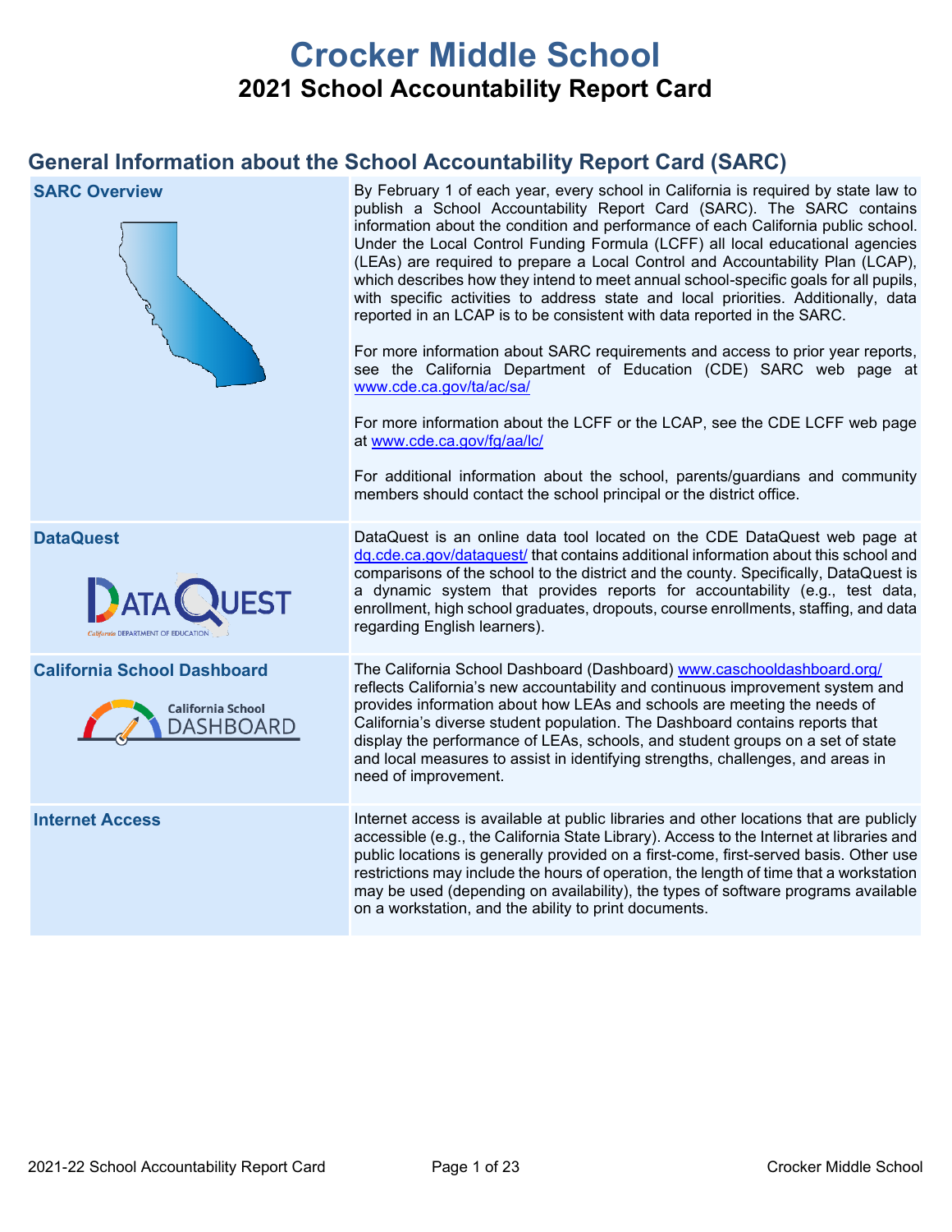# Crocker Middle School

## 2021 School Accountability Report Card

## General Information about the School Accountability Report Card (SARC)

| | |
|---|---|
| **SARC Overview** | By February 1 of each year, every school in California is required by state law to publish a School Accountability Report Card (SARC). The SARC contains information about the condition and performance of each California public school. Under the Local Control Funding Formula (LCFF) all local educational agencies (LEAs) are required to prepare a Local Control and Accountability Plan (LCAP), which describes how they intend to meet annual school-specific goals for all pupils, with specific activities to address state and local priorities. Additionally, data reported in an LCAP is to be consistent with data reported in the SARC.<br><br>For more information about SARC requirements and access to prior year reports, see the California Department of Education (CDE) SARC web page at www.cde.ca.gov/ta/ac/sa/<br><br>For more information about the LCFF or the LCAP, see the CDE LCFF web page at www.cde.ca.gov/fg/aa/lc/<br><br>For additional information about the school, parents/guardians and community members should contact the school principal or the district office. |
| **DataQuest** | DataQuest is an online data tool located on the CDE DataQuest web page at dq.cde.ca.gov/dataquest/ that contains additional information about this school and comparisons of the school to the district and the county. Specifically, DataQuest is a dynamic system that provides reports for accountability (e.g., test data, enrollment, high school graduates, dropouts, course enrollments, staffing, and data regarding English learners). |
| **California School Dashboard** | The California School Dashboard (Dashboard) www.caschooldashboard.org/ reflects California's new accountability and continuous improvement system and provides information about how LEAs and schools are meeting the needs of California's diverse student population. The Dashboard contains reports that display the performance of LEAs, schools, and student groups on a set of state and local measures to assist in identifying strengths, challenges, and areas in need of improvement. |
| **Internet Access** | Internet access is available at public libraries and other locations that are publicly accessible (e.g., the California State Library). Access to the Internet at libraries and public locations is generally provided on a first-come, first-served basis. Other use restrictions may include the hours of operation, the length of time that a workstation may be used (depending on availability), the types of software programs available on a workstation, and the ability to print documents. |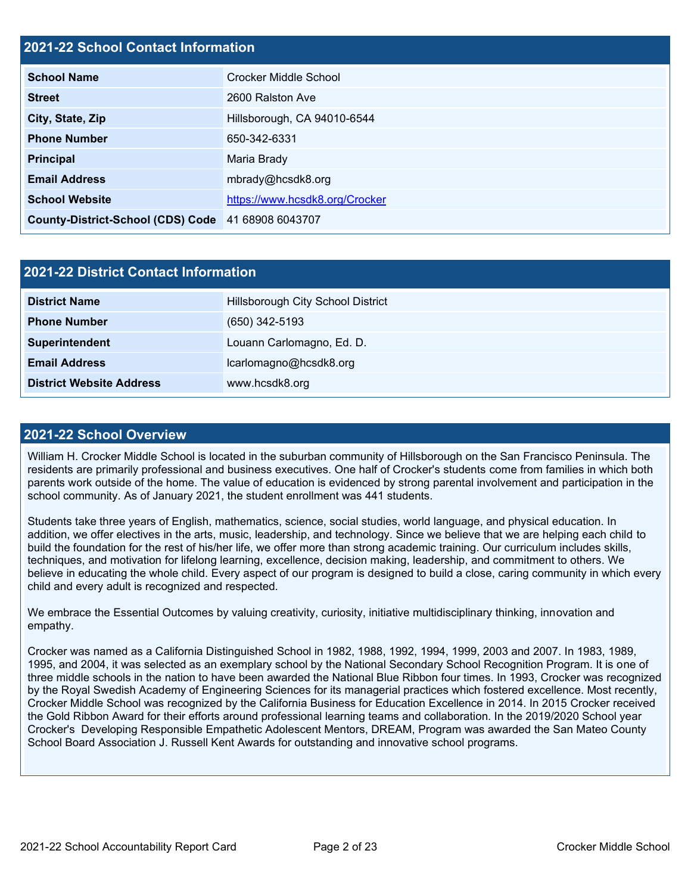## 2021-22 School Contact Information

| 2021-22 School Contact Information | |
|---|---|
| **School Name** | Crocker Middle School |
| **Street** | 2600 Ralston Ave |
| **City, State, Zip** | Hillsborough, CA 94010-6544 |
| **Phone Number** | 650-342-6331 |
| **Principal** | Maria Brady |
| **Email Address** | mbrady@hcsdk8.org |
| **School Website** | https://www.hcsdk8.org/Crocker |
| **County-District-School (CDS) Code** | 41 68908 6043707 |

## 2021-22 District Contact Information

| 2021-22 District Contact Information | |
|---|---|
| **District Name** | Hillsborough City School District |
| **Phone Number** | (650) 342-5193 |
| **Superintendent** | Louann Carlomagno, Ed. D. |
| **Email Address** | lcarlomagno@hcsdk8.org |
| **District Website Address** | www.hcsdk8.org |

## 2021-22 School Overview

William H. Crocker Middle School is located in the suburban community of Hillsborough on the San Francisco Peninsula. The residents are primarily professional and business executives. One half of Crocker's students come from families in which both parents work outside of the home. The value of education is evidenced by strong parental involvement and participation in the school community. As of January 2021, the student enrollment was 441 students.

Students take three years of English, mathematics, science, social studies, world language, and physical education. In addition, we offer electives in the arts, music, leadership, and technology. Since we believe that we are helping each child to build the foundation for the rest of his/her life, we offer more than strong academic training. Our curriculum includes skills, techniques, and motivation for lifelong learning, excellence, decision making, leadership, and commitment to others. We believe in educating the whole child. Every aspect of our program is designed to build a close, caring community in which every child and every adult is recognized and respected.

We embrace the Essential Outcomes by valuing creativity, curiosity, initiative multidisciplinary thinking, innovation and empathy.

Crocker was named as a California Distinguished School in 1982, 1988, 1992, 1994, 1999, 2003 and 2007. In 1983, 1989, 1995, and 2004, it was selected as an exemplary school by the National Secondary School Recognition Program. It is one of three middle schools in the nation to have been awarded the National Blue Ribbon four times. In 1993, Crocker was recognized by the Royal Swedish Academy of Engineering Sciences for its managerial practices which fostered excellence. Most recently, Crocker Middle School was recognized by the California Business for Education Excellence in 2014. In 2015 Crocker received the Gold Ribbon Award for their efforts around professional learning teams and collaboration. In the 2019/2020 School year Crocker's Developing Responsible Empathetic Adolescent Mentors, DREAM, Program was awarded the San Mateo County School Board Association J. Russell Kent Awards for outstanding and innovative school programs.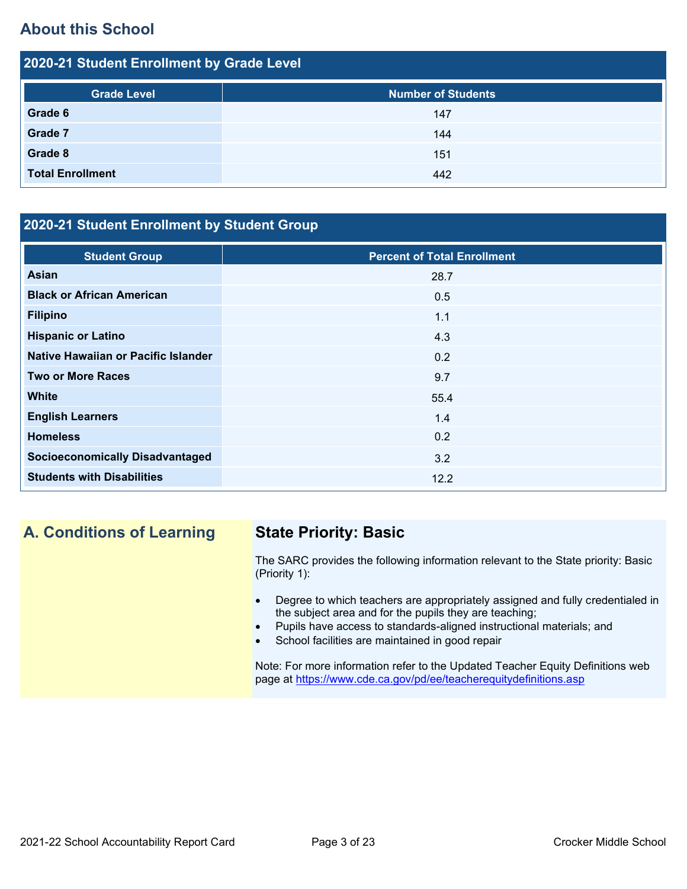## About this School

### 2020-21 Student Enrollment by Grade Level

| Grade Level | Number of Students |
|---|---|
| **Grade 6** | 147 |
| **Grade 7** | 144 |
| **Grade 8** | 151 |
| **Total Enrollment** | 442 |

### 2020-21 Student Enrollment by Student Group

| Student Group | Percent of Total Enrollment |
|---|---|
| **Asian** | 28.7 |
| **Black or African American** | 0.5 |
| **Filipino** | 1.1 |
| **Hispanic or Latino** | 4.3 |
| **Native Hawaiian or Pacific Islander** | 0.2 |
| **Two or More Races** | 9.7 |
| **White** | 55.4 |
| **English Learners** | 1.4 |
| **Homeless** | 0.2 |
| **Socioeconomically Disadvantaged** | 3.2 |
| **Students with Disabilities** | 12.2 |

## A. Conditions of Learning

### State Priority: Basic

The SARC provides the following information relevant to the State priority: Basic (Priority 1):

- Degree to which teachers are appropriately assigned and fully credentialed in the subject area and for the pupils they are teaching;
- Pupils have access to standards-aligned instructional materials; and
- School facilities are maintained in good repair

Note: For more information refer to the Updated Teacher Equity Definitions web page at https://www.cde.ca.gov/pd/ee/teacherequitydefinitions.asp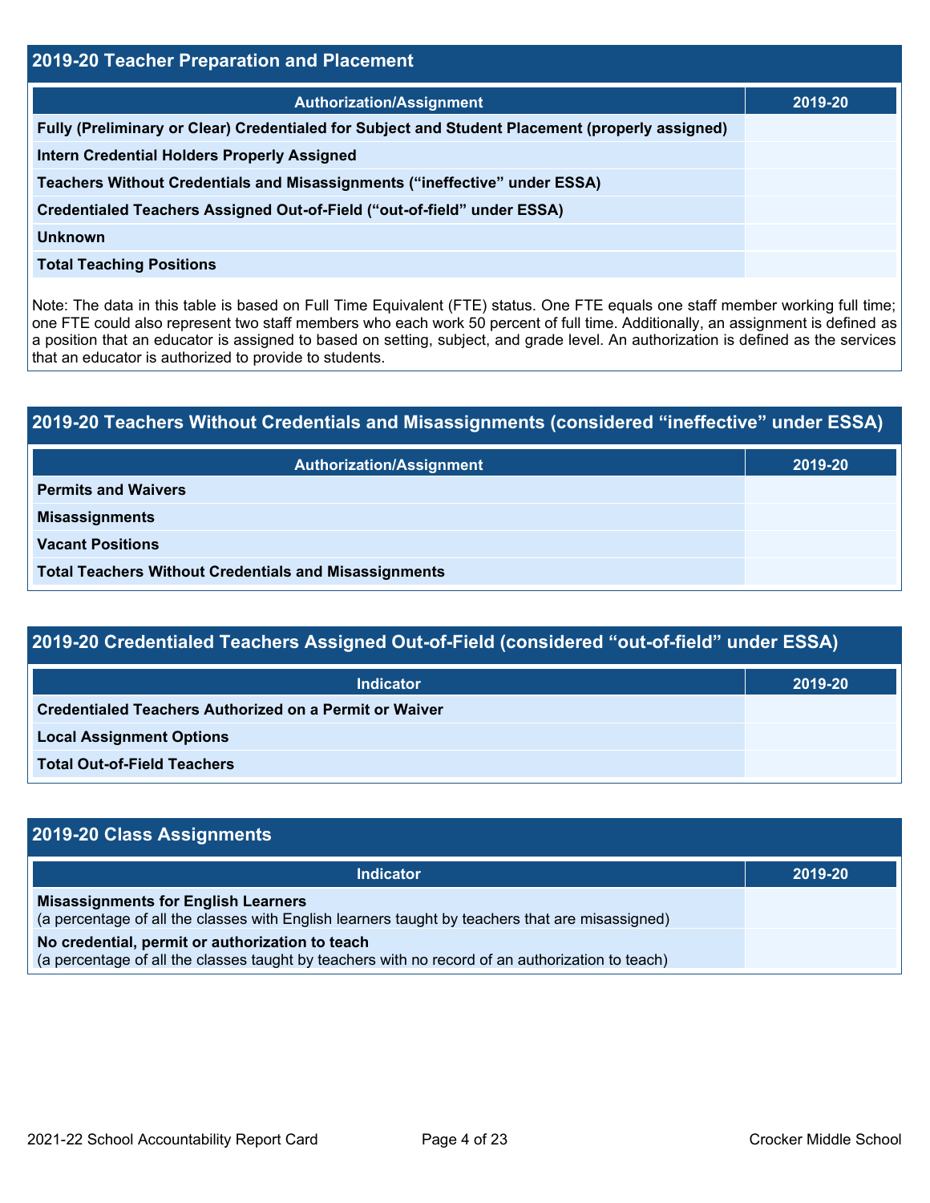## 2019-20 Teacher Preparation and Placement

| Authorization/Assignment | 2019-20 |
|---|---|
| Fully (Preliminary or Clear) Credentialed for Subject and Student Placement (properly assigned) | |
| Intern Credential Holders Properly Assigned | |
| Teachers Without Credentials and Misassignments ("ineffective" under ESSA) | |
| Credentialed Teachers Assigned Out-of-Field ("out-of-field" under ESSA) | |
| Unknown | |
| Total Teaching Positions | |

Note: The data in this table is based on Full Time Equivalent (FTE) status. One FTE equals one staff member working full time; one FTE could also represent two staff members who each work 50 percent of full time. Additionally, an assignment is defined as a position that an educator is assigned to based on setting, subject, and grade level. An authorization is defined as the services that an educator is authorized to provide to students.

## 2019-20 Teachers Without Credentials and Misassignments (considered "ineffective" under ESSA)

| Authorization/Assignment | 2019-20 |
|---|---|
| Permits and Waivers | |
| Misassignments | |
| Vacant Positions | |
| Total Teachers Without Credentials and Misassignments | |

## 2019-20 Credentialed Teachers Assigned Out-of-Field (considered "out-of-field" under ESSA)

| Indicator | 2019-20 |
|---|---|
| Credentialed Teachers Authorized on a Permit or Waiver | |
| Local Assignment Options | |
| Total Out-of-Field Teachers | |

## 2019-20 Class Assignments

| Indicator | 2019-20 |
|---|---|
| **Misassignments for English Learners** (a percentage of all the classes with English learners taught by teachers that are misassigned) | |
| **No credential, permit or authorization to teach** (a percentage of all the classes taught by teachers with no record of an authorization to teach) | |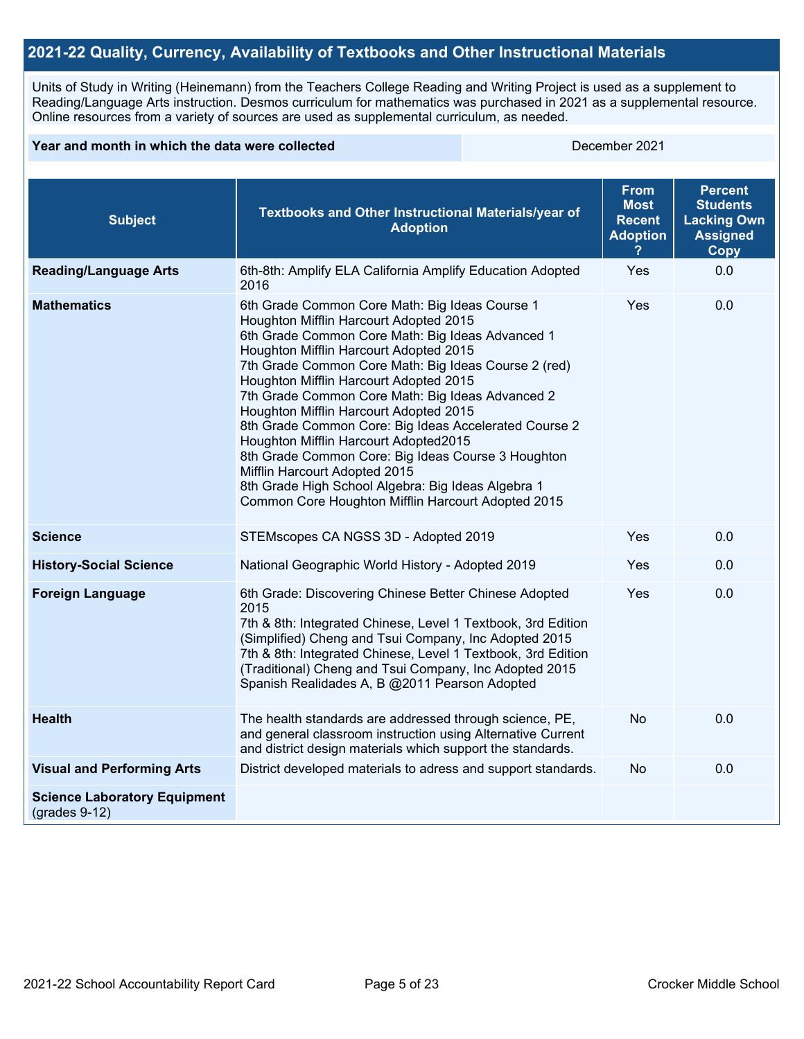## 2021-22 Quality, Currency, Availability of Textbooks and Other Instructional Materials

Units of Study in Writing (Heinemann) from the Teachers College Reading and Writing Project is used as a supplement to Reading/Language Arts instruction. Desmos curriculum for mathematics was purchased in 2021 as a supplemental resource. Online resources from a variety of sources are used as supplemental curriculum, as needed.

| **Year and month in which the data were collected** | December 2021 |
|---|---|

| Subject | Textbooks and Other Instructional Materials/year of Adoption | From Most Recent Adoption ? | Percent Students Lacking Own Assigned Copy |
|---|---|---|---|
| **Reading/Language Arts** | 6th-8th: Amplify ELA California Amplify Education Adopted 2016 | Yes | 0.0 |
| **Mathematics** | 6th Grade Common Core Math: Big Ideas Course 1 Houghton Mifflin Harcourt Adopted 2015<br>6th Grade Common Core Math: Big Ideas Advanced 1 Houghton Mifflin Harcourt Adopted 2015<br>7th Grade Common Core Math: Big Ideas Course 2 (red) Houghton Mifflin Harcourt Adopted 2015<br>7th Grade Common Core Math: Big Ideas Advanced 2 Houghton Mifflin Harcourt Adopted 2015<br>8th Grade Common Core: Big Ideas Accelerated Course 2 Houghton Mifflin Harcourt Adopted2015<br>8th Grade Common Core: Big Ideas Course 3 Houghton Mifflin Harcourt Adopted 2015<br>8th Grade High School Algebra: Big Ideas Algebra 1 Common Core Houghton Mifflin Harcourt Adopted 2015 | Yes | 0.0 |
| **Science** | STEMscopes CA NGSS 3D - Adopted 2019 | Yes | 0.0 |
| **History-Social Science** | National Geographic World History - Adopted 2019 | Yes | 0.0 |
| **Foreign Language** | 6th Grade: Discovering Chinese Better Chinese Adopted 2015<br>7th & 8th: Integrated Chinese, Level 1 Textbook, 3rd Edition (Simplified) Cheng and Tsui Company, Inc Adopted 2015<br>7th & 8th: Integrated Chinese, Level 1 Textbook, 3rd Edition (Traditional) Cheng and Tsui Company, Inc Adopted 2015<br>Spanish Realidades A, B @2011 Pearson Adopted | Yes | 0.0 |
| **Health** | The health standards are addressed through science, PE, and general classroom instruction using Alternative Current and district design materials which support the standards. | No | 0.0 |
| **Visual and Performing Arts** | District developed materials to adress and support standards. | No | 0.0 |
| **Science Laboratory Equipment** (grades 9-12) | | | |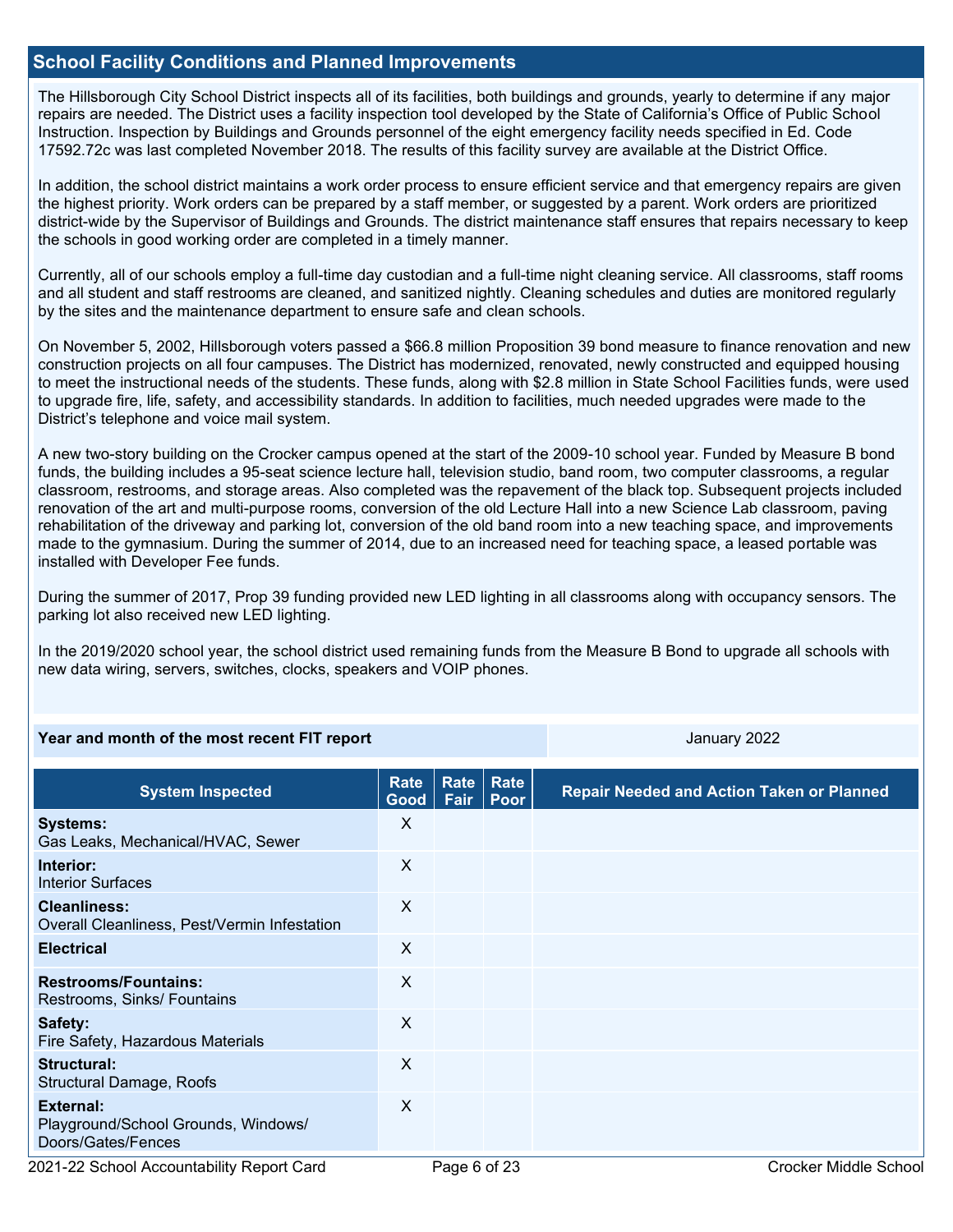## School Facility Conditions and Planned Improvements

The Hillsborough City School District inspects all of its facilities, both buildings and grounds, yearly to determine if any major repairs are needed. The District uses a facility inspection tool developed by the State of California's Office of Public School Instruction. Inspection by Buildings and Grounds personnel of the eight emergency facility needs specified in Ed. Code 17592.72c was last completed November 2018. The results of this facility survey are available at the District Office.

In addition, the school district maintains a work order process to ensure efficient service and that emergency repairs are given the highest priority. Work orders can be prepared by a staff member, or suggested by a parent. Work orders are prioritized district-wide by the Supervisor of Buildings and Grounds. The district maintenance staff ensures that repairs necessary to keep the schools in good working order are completed in a timely manner.

Currently, all of our schools employ a full-time day custodian and a full-time night cleaning service. All classrooms, staff rooms and all student and staff restrooms are cleaned, and sanitized nightly. Cleaning schedules and duties are monitored regularly by the sites and the maintenance department to ensure safe and clean schools.

On November 5, 2002, Hillsborough voters passed a $66.8 million Proposition 39 bond measure to finance renovation and new construction projects on all four campuses. The District has modernized, renovated, newly constructed and equipped housing to meet the instructional needs of the students. These funds, along with $2.8 million in State School Facilities funds, were used to upgrade fire, life, safety, and accessibility standards. In addition to facilities, much needed upgrades were made to the District's telephone and voice mail system.

A new two-story building on the Crocker campus opened at the start of the 2009-10 school year. Funded by Measure B bond funds, the building includes a 95-seat science lecture hall, television studio, band room, two computer classrooms, a regular classroom, restrooms, and storage areas. Also completed was the repavement of the black top. Subsequent projects included renovation of the art and multi-purpose rooms, conversion of the old Lecture Hall into a new Science Lab classroom, paving rehabilitation of the driveway and parking lot, conversion of the old band room into a new teaching space, and improvements made to the gymnasium. During the summer of 2014, due to an increased need for teaching space, a leased portable was installed with Developer Fee funds.

During the summer of 2017, Prop 39 funding provided new LED lighting in all classrooms along with occupancy sensors. The parking lot also received new LED lighting.

In the 2019/2020 school year, the school district used remaining funds from the Measure B Bond to upgrade all schools with new data wiring, servers, switches, clocks, speakers and VOIP phones.

| Year and month of the most recent FIT report | January 2022 |
|---|---|

| System Inspected | Rate Good | Rate Fair | Rate Poor | Repair Needed and Action Taken or Planned |
|---|---|---|---|---|
| **Systems:** Gas Leaks, Mechanical/HVAC, Sewer | X | | | |
| **Interior:** Interior Surfaces | X | | | |
| **Cleanliness:** Overall Cleanliness, Pest/Vermin Infestation | X | | | |
| **Electrical** | X | | | |
| **Restrooms/Fountains:** Restrooms, Sinks/ Fountains | X | | | |
| **Safety:** Fire Safety, Hazardous Materials | X | | | |
| **Structural:** Structural Damage, Roofs | X | | | |
| **External:** Playground/School Grounds, Windows/ Doors/Gates/Fences | X | | | |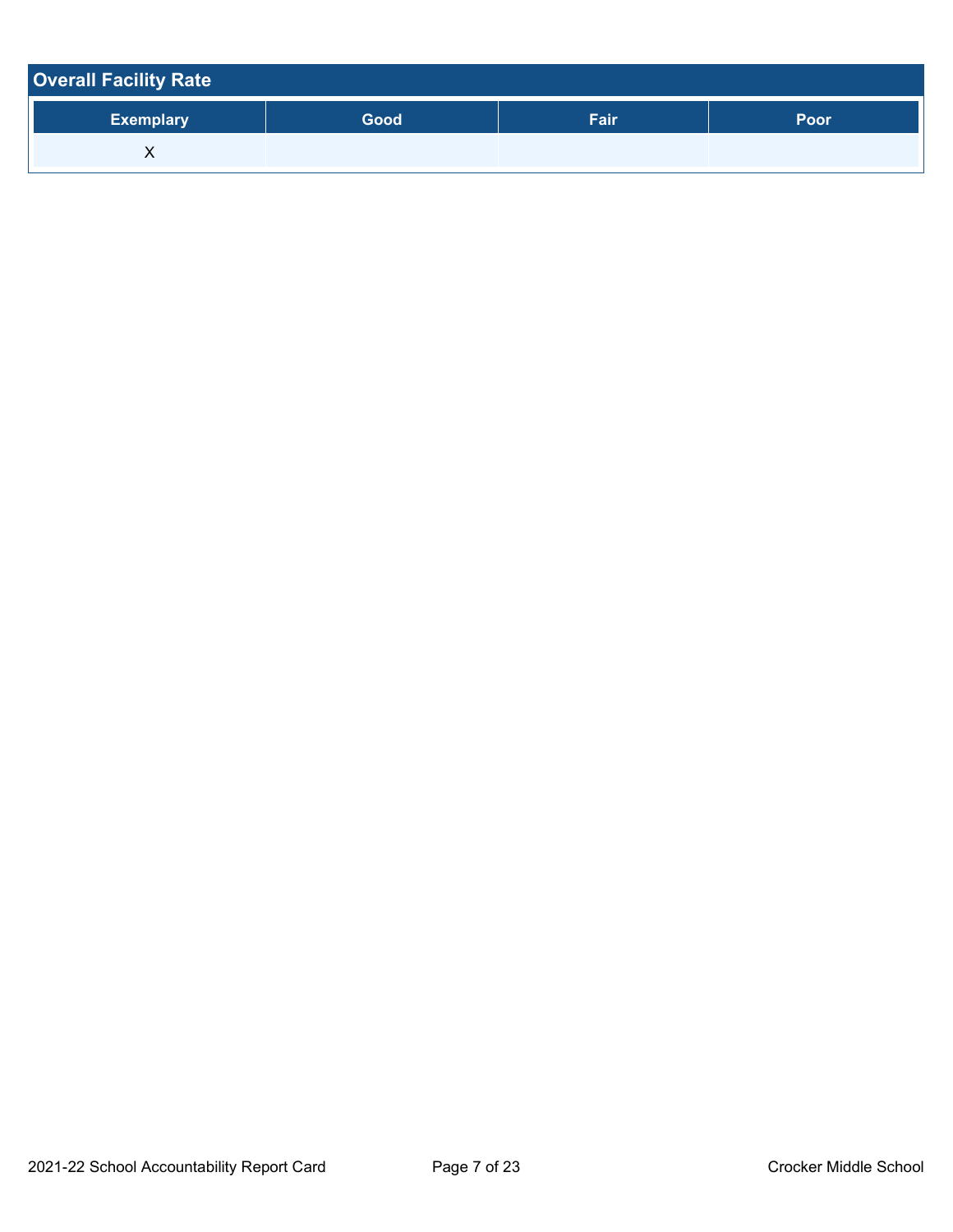## Overall Facility Rate

| Exemplary | Good | Fair | Poor |
| --- | --- | --- | --- |
| X | | | |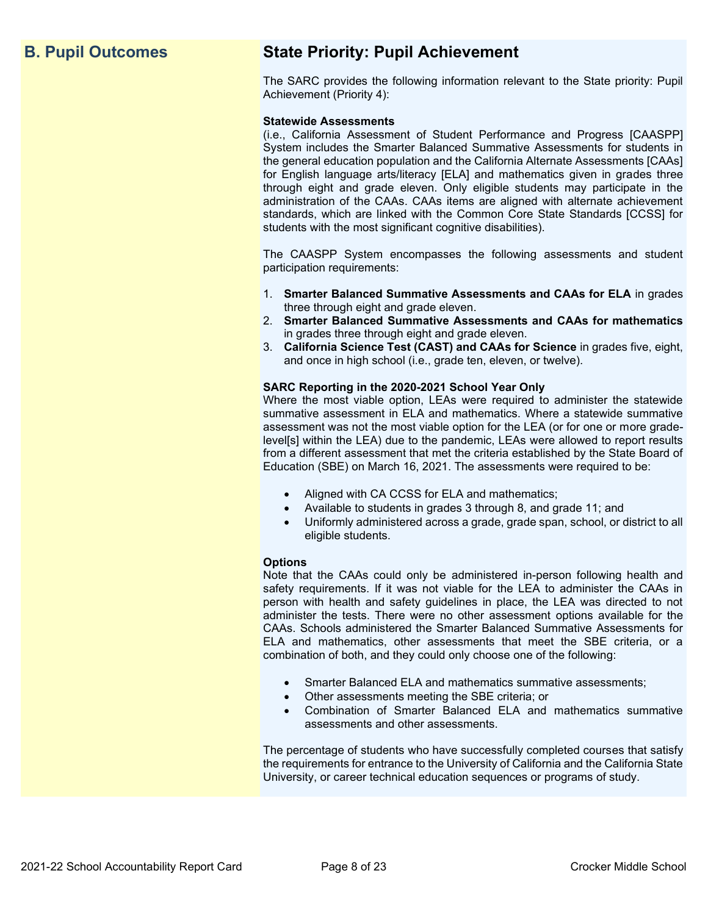## B. Pupil Outcomes

## State Priority: Pupil Achievement

The SARC provides the following information relevant to the State priority: Pupil Achievement (Priority 4):

**Statewide Assessments**
(i.e., California Assessment of Student Performance and Progress [CAASPP] System includes the Smarter Balanced Summative Assessments for students in the general education population and the California Alternate Assessments [CAAs] for English language arts/literacy [ELA] and mathematics given in grades three through eight and grade eleven. Only eligible students may participate in the administration of the CAAs. CAAs items are aligned with alternate achievement standards, which are linked with the Common Core State Standards [CCSS] for students with the most significant cognitive disabilities).

The CAASPP System encompasses the following assessments and student participation requirements:

1. **Smarter Balanced Summative Assessments and CAAs for ELA** in grades three through eight and grade eleven.
2. **Smarter Balanced Summative Assessments and CAAs for mathematics** in grades three through eight and grade eleven.
3. **California Science Test (CAST) and CAAs for Science** in grades five, eight, and once in high school (i.e., grade ten, eleven, or twelve).

**SARC Reporting in the 2020-2021 School Year Only**
Where the most viable option, LEAs were required to administer the statewide summative assessment in ELA and mathematics. Where a statewide summative assessment was not the most viable option for the LEA (or for one or more grade-level[s] within the LEA) due to the pandemic, LEAs were allowed to report results from a different assessment that met the criteria established by the State Board of Education (SBE) on March 16, 2021. The assessments were required to be:

- Aligned with CA CCSS for ELA and mathematics;
- Available to students in grades 3 through 8, and grade 11; and
- Uniformly administered across a grade, grade span, school, or district to all eligible students.

**Options**
Note that the CAAs could only be administered in-person following health and safety requirements. If it was not viable for the LEA to administer the CAAs in person with health and safety guidelines in place, the LEA was directed to not administer the tests. There were no other assessment options available for the CAAs. Schools administered the Smarter Balanced Summative Assessments for ELA and mathematics, other assessments that meet the SBE criteria, or a combination of both, and they could only choose one of the following:

- Smarter Balanced ELA and mathematics summative assessments;
- Other assessments meeting the SBE criteria; or
- Combination of Smarter Balanced ELA and mathematics summative assessments and other assessments.

The percentage of students who have successfully completed courses that satisfy the requirements for entrance to the University of California and the California State University, or career technical education sequences or programs of study.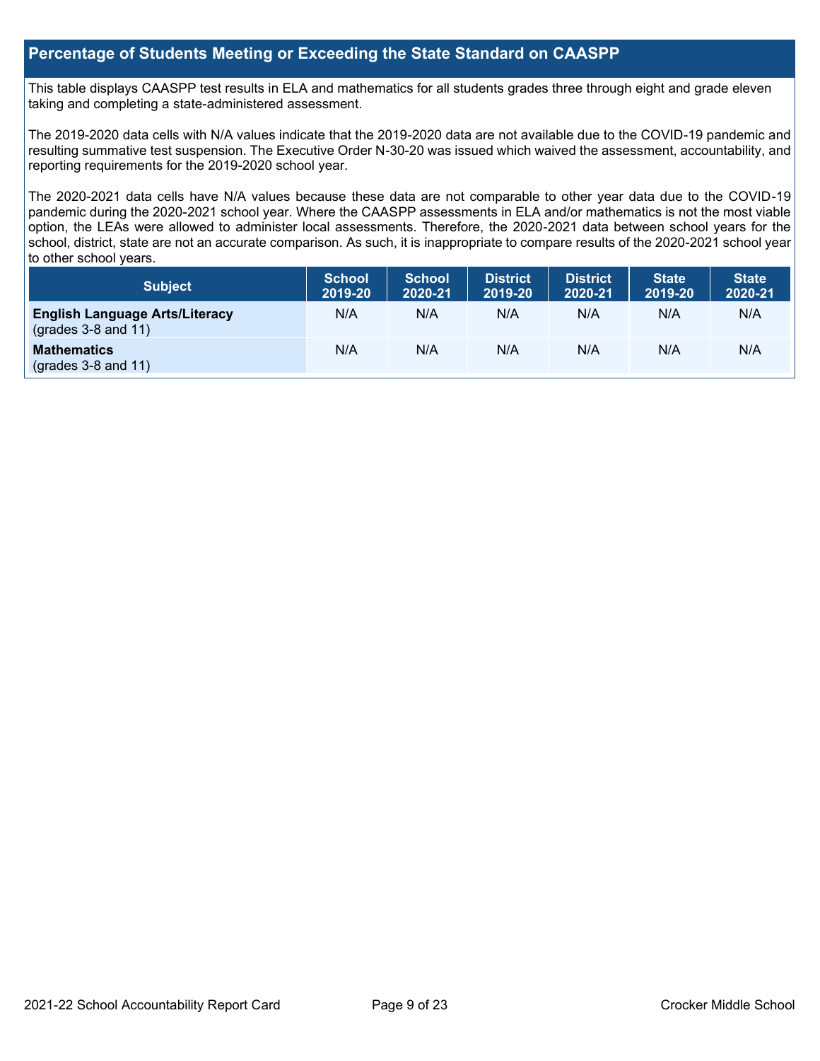## Percentage of Students Meeting or Exceeding the State Standard on CAASPP

This table displays CAASPP test results in ELA and mathematics for all students grades three through eight and grade eleven taking and completing a state-administered assessment.

The 2019-2020 data cells with N/A values indicate that the 2019-2020 data are not available due to the COVID-19 pandemic and resulting summative test suspension. The Executive Order N-30-20 was issued which waived the assessment, accountability, and reporting requirements for the 2019-2020 school year.

The 2020-2021 data cells have N/A values because these data are not comparable to other year data due to the COVID-19 pandemic during the 2020-2021 school year. Where the CAASPP assessments in ELA and/or mathematics is not the most viable option, the LEAs were allowed to administer local assessments. Therefore, the 2020-2021 data between school years for the school, district, state are not an accurate comparison. As such, it is inappropriate to compare results of the 2020-2021 school year to other school years.

| Subject | School 2019-20 | School 2020-21 | District 2019-20 | District 2020-21 | State 2019-20 | State 2020-21 |
|---|---|---|---|---|---|---|
| **English Language Arts/Literacy** (grades 3-8 and 11) | N/A | N/A | N/A | N/A | N/A | N/A |
| **Mathematics** (grades 3-8 and 11) | N/A | N/A | N/A | N/A | N/A | N/A |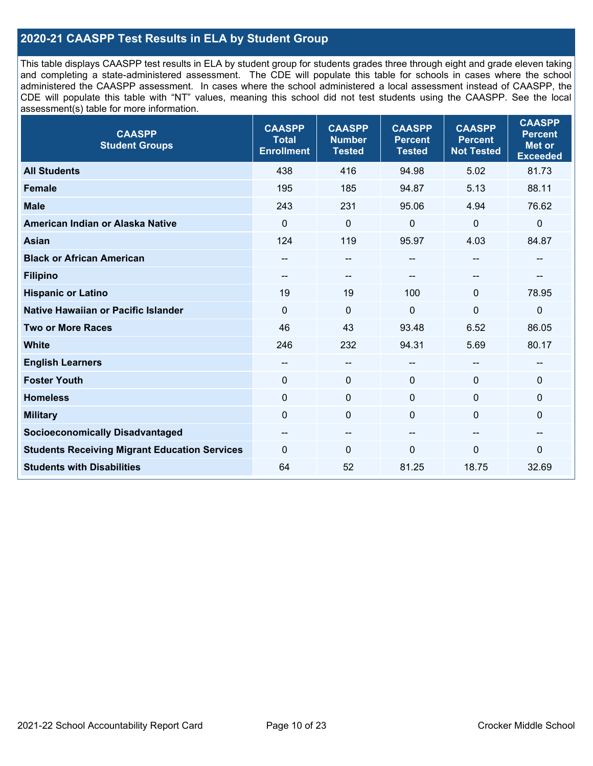## 2020-21 CAASPP Test Results in ELA by Student Group

This table displays CAASPP test results in ELA by student group for students grades three through eight and grade eleven taking and completing a state-administered assessment. The CDE will populate this table for schools in cases where the school administered the CAASPP assessment. In cases where the school administered a local assessment instead of CAASPP, the CDE will populate this table with "NT" values, meaning this school did not test students using the CAASPP. See the local assessment(s) table for more information.

| CAASPP Student Groups | CAASPP Total Enrollment | CAASPP Number Tested | CAASPP Percent Tested | CAASPP Percent Not Tested | CAASPP Percent Met or Exceeded |
|---|---|---|---|---|---|
| **All Students** | 438 | 416 | 94.98 | 5.02 | 81.73 |
| **Female** | 195 | 185 | 94.87 | 5.13 | 88.11 |
| **Male** | 243 | 231 | 95.06 | 4.94 | 76.62 |
| **American Indian or Alaska Native** | 0 | 0 | 0 | 0 | 0 |
| **Asian** | 124 | 119 | 95.97 | 4.03 | 84.87 |
| **Black or African American** | -- | -- | -- | -- | -- |
| **Filipino** | -- | -- | -- | -- | -- |
| **Hispanic or Latino** | 19 | 19 | 100 | 0 | 78.95 |
| **Native Hawaiian or Pacific Islander** | 0 | 0 | 0 | 0 | 0 |
| **Two or More Races** | 46 | 43 | 93.48 | 6.52 | 86.05 |
| **White** | 246 | 232 | 94.31 | 5.69 | 80.17 |
| **English Learners** | -- | -- | -- | -- | -- |
| **Foster Youth** | 0 | 0 | 0 | 0 | 0 |
| **Homeless** | 0 | 0 | 0 | 0 | 0 |
| **Military** | 0 | 0 | 0 | 0 | 0 |
| **Socioeconomically Disadvantaged** | -- | -- | -- | -- | -- |
| **Students Receiving Migrant Education Services** | 0 | 0 | 0 | 0 | 0 |
| **Students with Disabilities** | 64 | 52 | 81.25 | 18.75 | 32.69 |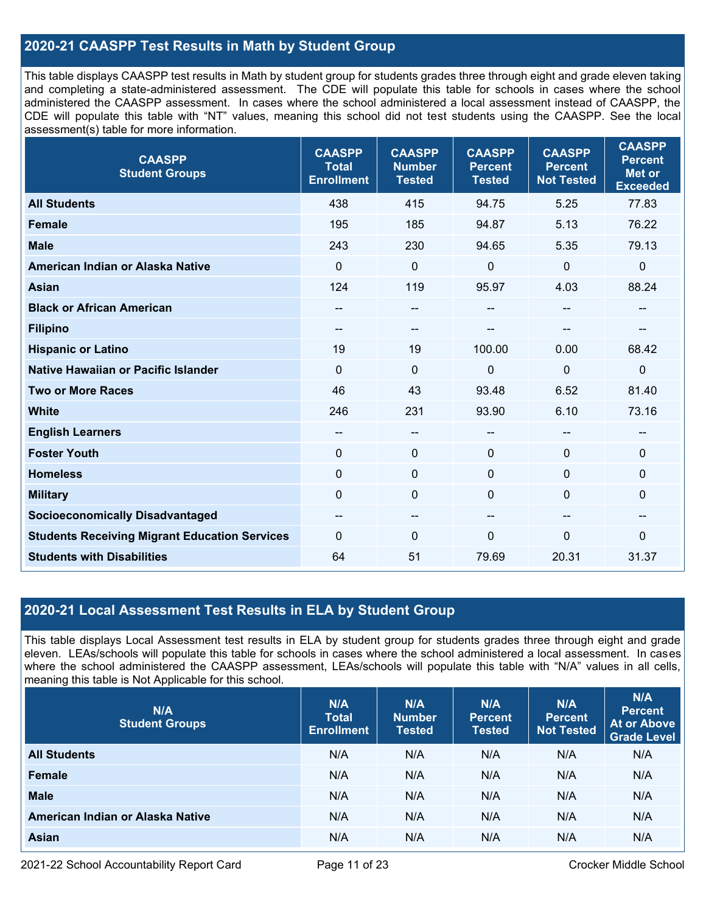## 2020-21 CAASPP Test Results in Math by Student Group

This table displays CAASPP test results in Math by student group for students grades three through eight and grade eleven taking and completing a state-administered assessment. The CDE will populate this table for schools in cases where the school administered the CAASPP assessment. In cases where the school administered a local assessment instead of CAASPP, the CDE will populate this table with "NT" values, meaning this school did not test students using the CAASPP. See the local assessment(s) table for more information.

| CAASPP Student Groups | CAASPP Total Enrollment | CAASPP Number Tested | CAASPP Percent Tested | CAASPP Percent Not Tested | CAASPP Percent Met or Exceeded |
|---|---|---|---|---|---|
| **All Students** | 438 | 415 | 94.75 | 5.25 | 77.83 |
| **Female** | 195 | 185 | 94.87 | 5.13 | 76.22 |
| **Male** | 243 | 230 | 94.65 | 5.35 | 79.13 |
| **American Indian or Alaska Native** | 0 | 0 | 0 | 0 | 0 |
| **Asian** | 124 | 119 | 95.97 | 4.03 | 88.24 |
| **Black or African American** | -- | -- | -- | -- | -- |
| **Filipino** | -- | -- | -- | -- | -- |
| **Hispanic or Latino** | 19 | 19 | 100.00 | 0.00 | 68.42 |
| **Native Hawaiian or Pacific Islander** | 0 | 0 | 0 | 0 | 0 |
| **Two or More Races** | 46 | 43 | 93.48 | 6.52 | 81.40 |
| **White** | 246 | 231 | 93.90 | 6.10 | 73.16 |
| **English Learners** | -- | -- | -- | -- | -- |
| **Foster Youth** | 0 | 0 | 0 | 0 | 0 |
| **Homeless** | 0 | 0 | 0 | 0 | 0 |
| **Military** | 0 | 0 | 0 | 0 | 0 |
| **Socioeconomically Disadvantaged** | -- | -- | -- | -- | -- |
| **Students Receiving Migrant Education Services** | 0 | 0 | 0 | 0 | 0 |
| **Students with Disabilities** | 64 | 51 | 79.69 | 20.31 | 31.37 |

## 2020-21 Local Assessment Test Results in ELA by Student Group

This table displays Local Assessment test results in ELA by student group for students grades three through eight and grade eleven. LEAs/schools will populate this table for schools in cases where the school administered a local assessment. In cases where the school administered the CAASPP assessment, LEAs/schools will populate this table with "N/A" values in all cells, meaning this table is Not Applicable for this school.

| N/A Student Groups | N/A Total Enrollment | N/A Number Tested | N/A Percent Tested | N/A Percent Not Tested | N/A Percent At or Above Grade Level |
|---|---|---|---|---|---|
| **All Students** | N/A | N/A | N/A | N/A | N/A |
| **Female** | N/A | N/A | N/A | N/A | N/A |
| **Male** | N/A | N/A | N/A | N/A | N/A |
| **American Indian or Alaska Native** | N/A | N/A | N/A | N/A | N/A |
| **Asian** | N/A | N/A | N/A | N/A | N/A |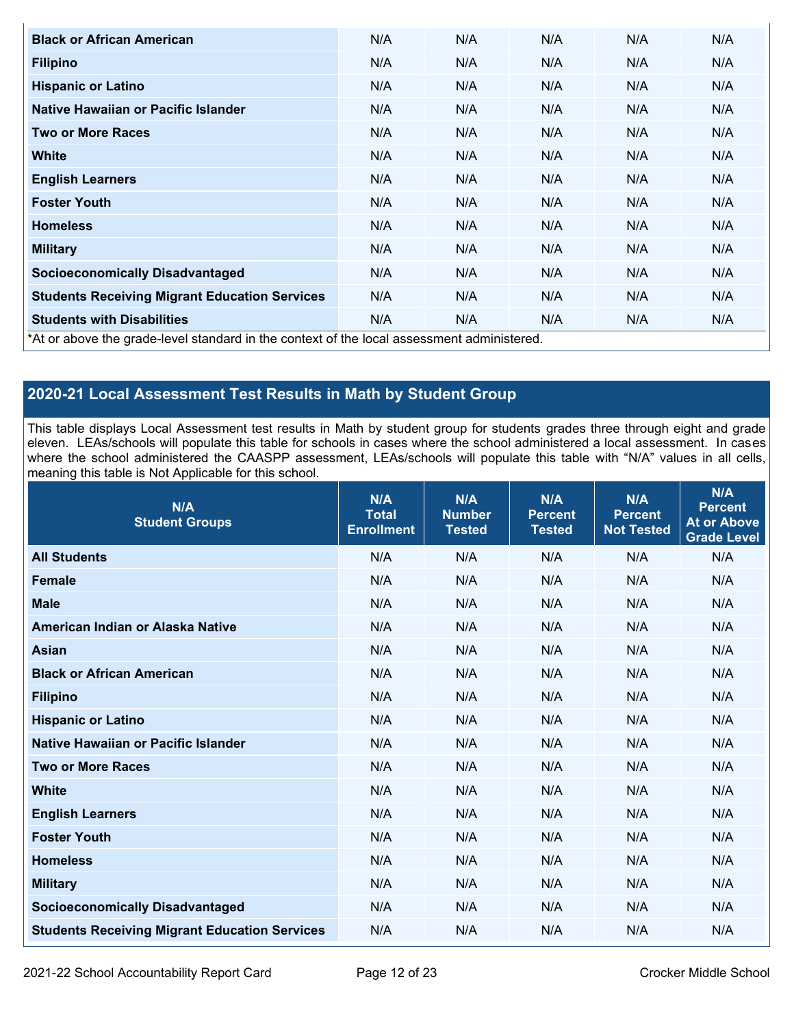| | | | | | |
|---|---|---|---|---|---|
| **Black or African American** | N/A | N/A | N/A | N/A | N/A |
| **Filipino** | N/A | N/A | N/A | N/A | N/A |
| **Hispanic or Latino** | N/A | N/A | N/A | N/A | N/A |
| **Native Hawaiian or Pacific Islander** | N/A | N/A | N/A | N/A | N/A |
| **Two or More Races** | N/A | N/A | N/A | N/A | N/A |
| **White** | N/A | N/A | N/A | N/A | N/A |
| **English Learners** | N/A | N/A | N/A | N/A | N/A |
| **Foster Youth** | N/A | N/A | N/A | N/A | N/A |
| **Homeless** | N/A | N/A | N/A | N/A | N/A |
| **Military** | N/A | N/A | N/A | N/A | N/A |
| **Socioeconomically Disadvantaged** | N/A | N/A | N/A | N/A | N/A |
| **Students Receiving Migrant Education Services** | N/A | N/A | N/A | N/A | N/A |
| **Students with Disabilities** | N/A | N/A | N/A | N/A | N/A |

*At or above the grade-level standard in the context of the local assessment administered.

## 2020-21 Local Assessment Test Results in Math by Student Group

This table displays Local Assessment test results in Math by student group for students grades three through eight and grade eleven. LEAs/schools will populate this table for schools in cases where the school administered a local assessment. In cases where the school administered the CAASPP assessment, LEAs/schools will populate this table with "N/A" values in all cells, meaning this table is Not Applicable for this school.

| N/A Student Groups | N/A Total Enrollment | N/A Number Tested | N/A Percent Tested | N/A Percent Not Tested | N/A Percent At or Above Grade Level |
|---|---|---|---|---|---|
| **All Students** | N/A | N/A | N/A | N/A | N/A |
| **Female** | N/A | N/A | N/A | N/A | N/A |
| **Male** | N/A | N/A | N/A | N/A | N/A |
| **American Indian or Alaska Native** | N/A | N/A | N/A | N/A | N/A |
| **Asian** | N/A | N/A | N/A | N/A | N/A |
| **Black or African American** | N/A | N/A | N/A | N/A | N/A |
| **Filipino** | N/A | N/A | N/A | N/A | N/A |
| **Hispanic or Latino** | N/A | N/A | N/A | N/A | N/A |
| **Native Hawaiian or Pacific Islander** | N/A | N/A | N/A | N/A | N/A |
| **Two or More Races** | N/A | N/A | N/A | N/A | N/A |
| **White** | N/A | N/A | N/A | N/A | N/A |
| **English Learners** | N/A | N/A | N/A | N/A | N/A |
| **Foster Youth** | N/A | N/A | N/A | N/A | N/A |
| **Homeless** | N/A | N/A | N/A | N/A | N/A |
| **Military** | N/A | N/A | N/A | N/A | N/A |
| **Socioeconomically Disadvantaged** | N/A | N/A | N/A | N/A | N/A |
| **Students Receiving Migrant Education Services** | N/A | N/A | N/A | N/A | N/A |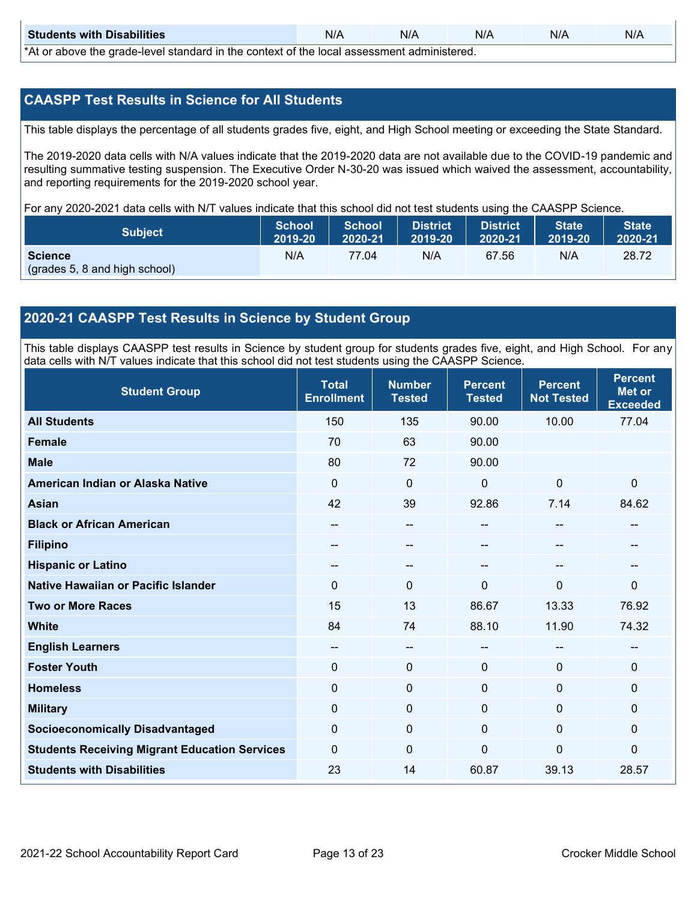| Students with Disabilities | N/A | N/A | N/A | N/A | N/A |
|---|---|---|---|---|---|

*At or above the grade-level standard in the context of the local assessment administered.

## CAASPP Test Results in Science for All Students

This table displays the percentage of all students grades five, eight, and High School meeting or exceeding the State Standard.

The 2019-2020 data cells with N/A values indicate that the 2019-2020 data are not available due to the COVID-19 pandemic and resulting summative testing suspension. The Executive Order N-30-20 was issued which waived the assessment, accountability, and reporting requirements for the 2019-2020 school year.

For any 2020-2021 data cells with N/T values indicate that this school did not test students using the CAASPP Science.

| Subject | School 2019-20 | School 2020-21 | District 2019-20 | District 2020-21 | State 2019-20 | State 2020-21 |
|---|---|---|---|---|---|---|
| **Science** (grades 5, 8 and high school) | N/A | 77.04 | N/A | 67.56 | N/A | 28.72 |

## 2020-21 CAASPP Test Results in Science by Student Group

This table displays CAASPP test results in Science by student group for students grades five, eight, and High School. For any data cells with N/T values indicate that this school did not test students using the CAASPP Science.

| Student Group | Total Enrollment | Number Tested | Percent Tested | Percent Not Tested | Percent Met or Exceeded |
|---|---|---|---|---|---|
| **All Students** | 150 | 135 | 90.00 | 10.00 | 77.04 |
| **Female** | 70 | 63 | 90.00 | | |
| **Male** | 80 | 72 | 90.00 | | |
| **American Indian or Alaska Native** | 0 | 0 | 0 | 0 | 0 |
| **Asian** | 42 | 39 | 92.86 | 7.14 | 84.62 |
| **Black or African American** | -- | -- | -- | -- | -- |
| **Filipino** | -- | -- | -- | -- | -- |
| **Hispanic or Latino** | -- | -- | -- | -- | -- |
| **Native Hawaiian or Pacific Islander** | 0 | 0 | 0 | 0 | 0 |
| **Two or More Races** | 15 | 13 | 86.67 | 13.33 | 76.92 |
| **White** | 84 | 74 | 88.10 | 11.90 | 74.32 |
| **English Learners** | -- | -- | -- | -- | -- |
| **Foster Youth** | 0 | 0 | 0 | 0 | 0 |
| **Homeless** | 0 | 0 | 0 | 0 | 0 |
| **Military** | 0 | 0 | 0 | 0 | 0 |
| **Socioeconomically Disadvantaged** | 0 | 0 | 0 | 0 | 0 |
| **Students Receiving Migrant Education Services** | 0 | 0 | 0 | 0 | 0 |
| **Students with Disabilities** | 23 | 14 | 60.87 | 39.13 | 28.57 |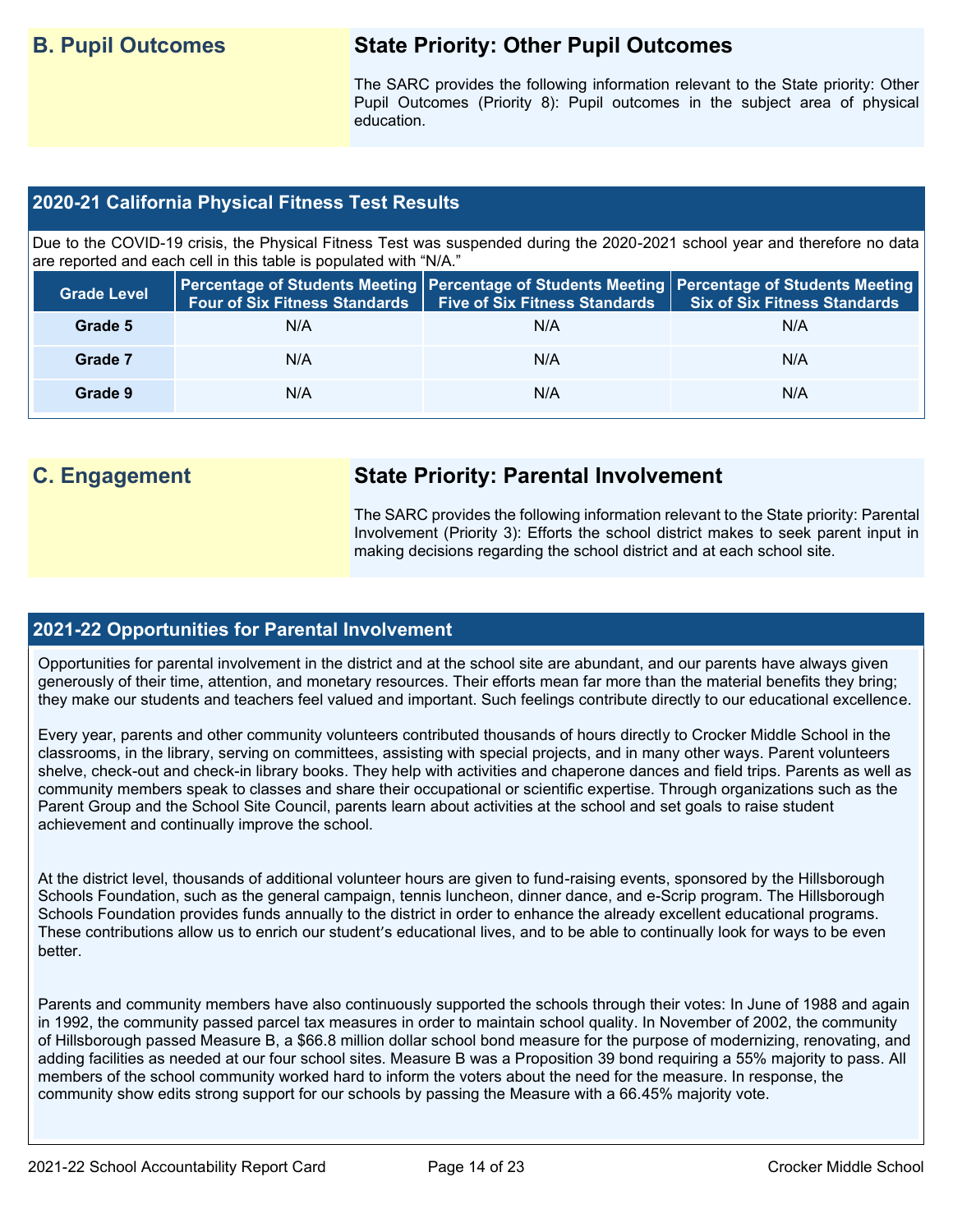## B. Pupil Outcomes

### State Priority: Other Pupil Outcomes

The SARC provides the following information relevant to the State priority: Other Pupil Outcomes (Priority 8): Pupil outcomes in the subject area of physical education.

### 2020-21 California Physical Fitness Test Results

Due to the COVID-19 crisis, the Physical Fitness Test was suspended during the 2020-2021 school year and therefore no data are reported and each cell in this table is populated with "N/A."

| Grade Level | Percentage of Students Meeting Four of Six Fitness Standards | Percentage of Students Meeting Five of Six Fitness Standards | Percentage of Students Meeting Six of Six Fitness Standards |
|---|---|---|---|
| Grade 5 | N/A | N/A | N/A |
| Grade 7 | N/A | N/A | N/A |
| Grade 9 | N/A | N/A | N/A |

## C. Engagement

### State Priority: Parental Involvement

The SARC provides the following information relevant to the State priority: Parental Involvement (Priority 3): Efforts the school district makes to seek parent input in making decisions regarding the school district and at each school site.

### 2021-22 Opportunities for Parental Involvement

Opportunities for parental involvement in the district and at the school site are abundant, and our parents have always given generously of their time, attention, and monetary resources. Their efforts mean far more than the material benefits they bring; they make our students and teachers feel valued and important. Such feelings contribute directly to our educational excellence.

Every year, parents and other community volunteers contributed thousands of hours directly to Crocker Middle School in the classrooms, in the library, serving on committees, assisting with special projects, and in many other ways. Parent volunteers shelve, check-out and check-in library books. They help with activities and chaperone dances and field trips. Parents as well as community members speak to classes and share their occupational or scientific expertise. Through organizations such as the Parent Group and the School Site Council, parents learn about activities at the school and set goals to raise student achievement and continually improve the school.

At the district level, thousands of additional volunteer hours are given to fund-raising events, sponsored by the Hillsborough Schools Foundation, such as the general campaign, tennis luncheon, dinner dance, and e-Scrip program. The Hillsborough Schools Foundation provides funds annually to the district in order to enhance the already excellent educational programs. These contributions allow us to enrich our student's educational lives, and to be able to continually look for ways to be even better.

Parents and community members have also continuously supported the schools through their votes: In June of 1988 and again in 1992, the community passed parcel tax measures in order to maintain school quality. In November of 2002, the community of Hillsborough passed Measure B, a $66.8 million dollar school bond measure for the purpose of modernizing, renovating, and adding facilities as needed at our four school sites. Measure B was a Proposition 39 bond requiring a 55% majority to pass. All members of the school community worked hard to inform the voters about the need for the measure. In response, the community show edits strong support for our schools by passing the Measure with a 66.45% majority vote.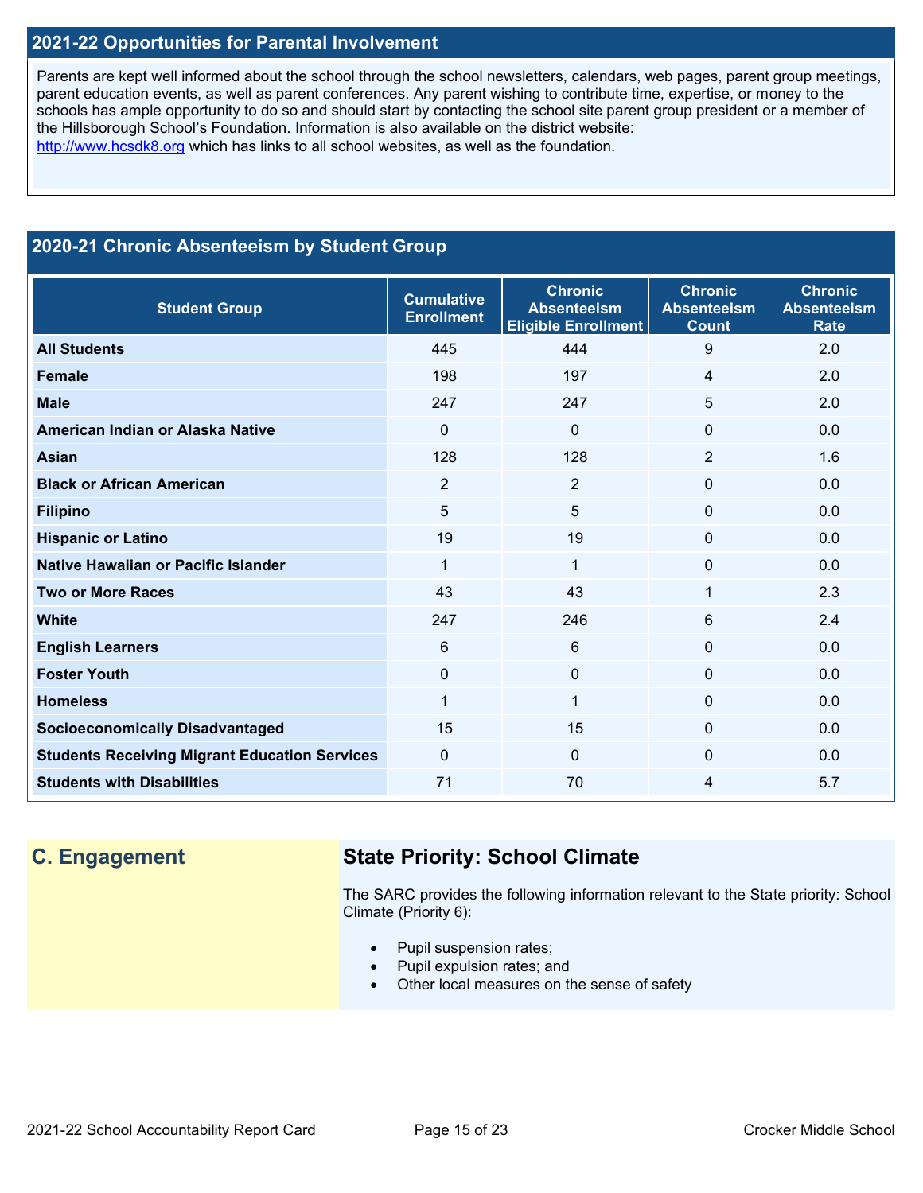## 2021-22 Opportunities for Parental Involvement

Parents are kept well informed about the school through the school newsletters, calendars, web pages, parent group meetings, parent education events, as well as parent conferences. Any parent wishing to contribute time, expertise, or money to the schools has ample opportunity to do so and should start by contacting the school site parent group president or a member of the Hillsborough School's Foundation. Information is also available on the district website: http://www.hcsdk8.org which has links to all school websites, as well as the foundation.

## 2020-21 Chronic Absenteeism by Student Group

| Student Group | Cumulative Enrollment | Chronic Absenteeism Eligible Enrollment | Chronic Absenteeism Count | Chronic Absenteeism Rate |
|---|---|---|---|---|
| All Students | 445 | 444 | 9 | 2.0 |
| Female | 198 | 197 | 4 | 2.0 |
| Male | 247 | 247 | 5 | 2.0 |
| American Indian or Alaska Native | 0 | 0 | 0 | 0.0 |
| Asian | 128 | 128 | 2 | 1.6 |
| Black or African American | 2 | 2 | 0 | 0.0 |
| Filipino | 5 | 5 | 0 | 0.0 |
| Hispanic or Latino | 19 | 19 | 0 | 0.0 |
| Native Hawaiian or Pacific Islander | 1 | 1 | 0 | 0.0 |
| Two or More Races | 43 | 43 | 1 | 2.3 |
| White | 247 | 246 | 6 | 2.4 |
| English Learners | 6 | 6 | 0 | 0.0 |
| Foster Youth | 0 | 0 | 0 | 0.0 |
| Homeless | 1 | 1 | 0 | 0.0 |
| Socioeconomically Disadvantaged | 15 | 15 | 0 | 0.0 |
| Students Receiving Migrant Education Services | 0 | 0 | 0 | 0.0 |
| Students with Disabilities | 71 | 70 | 4 | 5.7 |

## C. Engagement

### State Priority: School Climate

The SARC provides the following information relevant to the State priority: School Climate (Priority 6):

- Pupil suspension rates;
- Pupil expulsion rates; and
- Other local measures on the sense of safety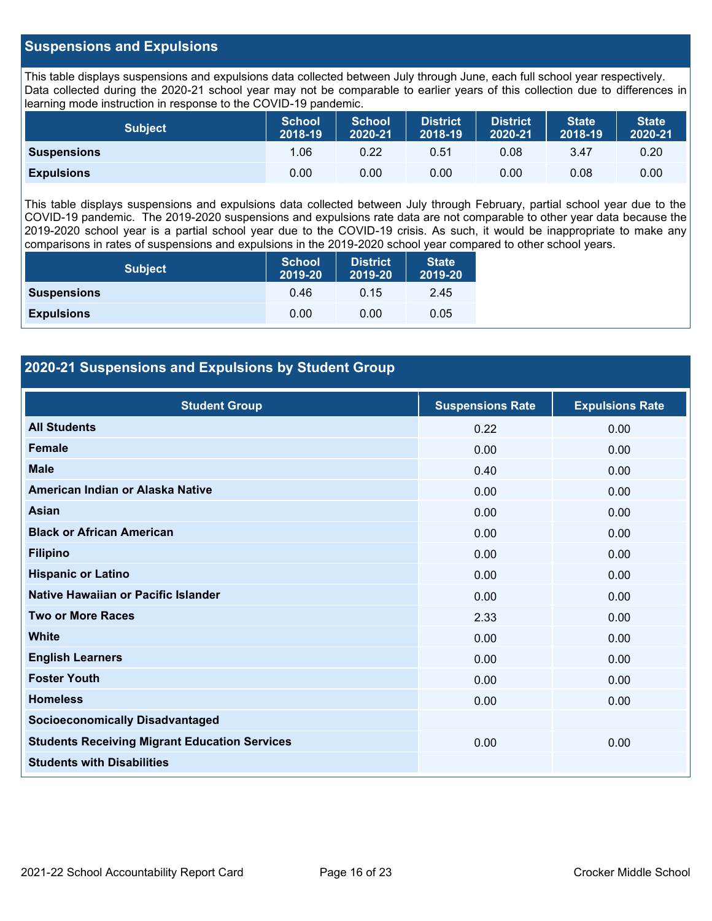## Suspensions and Expulsions

This table displays suspensions and expulsions data collected between July through June, each full school year respectively. Data collected during the 2020-21 school year may not be comparable to earlier years of this collection due to differences in learning mode instruction in response to the COVID-19 pandemic.

| Subject | School 2018-19 | School 2020-21 | District 2018-19 | District 2020-21 | State 2018-19 | State 2020-21 |
|---|---|---|---|---|---|---|
| **Suspensions** | 1.06 | 0.22 | 0.51 | 0.08 | 3.47 | 0.20 |
| **Expulsions** | 0.00 | 0.00 | 0.00 | 0.00 | 0.08 | 0.00 |

This table displays suspensions and expulsions data collected between July through February, partial school year due to the COVID-19 pandemic. The 2019-2020 suspensions and expulsions rate data are not comparable to other year data because the 2019-2020 school year is a partial school year due to the COVID-19 crisis. As such, it would be inappropriate to make any comparisons in rates of suspensions and expulsions in the 2019-2020 school year compared to other school years.

| Subject | School 2019-20 | District 2019-20 | State 2019-20 |
|---|---|---|---|
| **Suspensions** | 0.46 | 0.15 | 2.45 |
| **Expulsions** | 0.00 | 0.00 | 0.05 |

## 2020-21 Suspensions and Expulsions by Student Group

| Student Group | Suspensions Rate | Expulsions Rate |
|---|---|---|
| **All Students** | 0.22 | 0.00 |
| **Female** | 0.00 | 0.00 |
| **Male** | 0.40 | 0.00 |
| **American Indian or Alaska Native** | 0.00 | 0.00 |
| **Asian** | 0.00 | 0.00 |
| **Black or African American** | 0.00 | 0.00 |
| **Filipino** | 0.00 | 0.00 |
| **Hispanic or Latino** | 0.00 | 0.00 |
| **Native Hawaiian or Pacific Islander** | 0.00 | 0.00 |
| **Two or More Races** | 2.33 | 0.00 |
| **White** | 0.00 | 0.00 |
| **English Learners** | 0.00 | 0.00 |
| **Foster Youth** | 0.00 | 0.00 |
| **Homeless** | 0.00 | 0.00 |
| **Socioeconomically Disadvantaged** | | |
| **Students Receiving Migrant Education Services** | 0.00 | 0.00 |
| **Students with Disabilities** | | |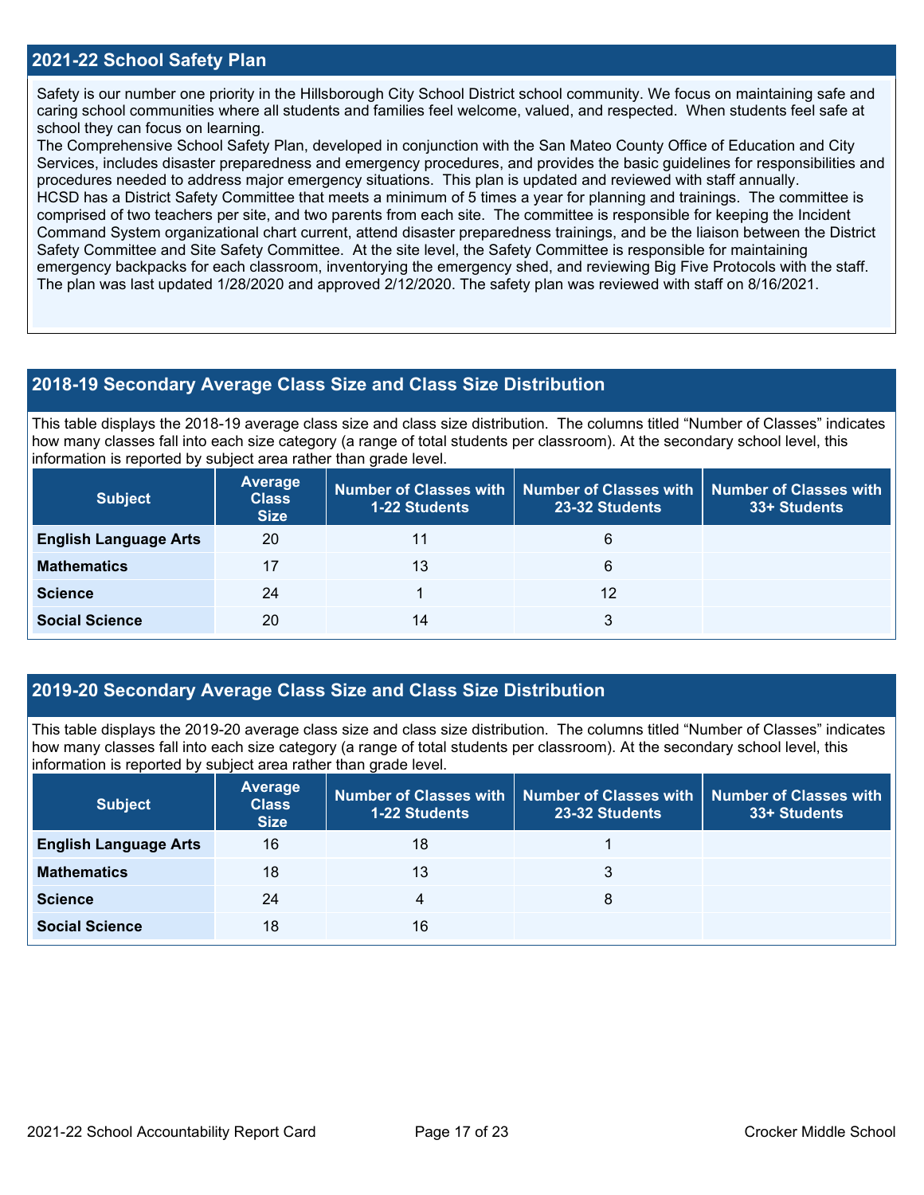## 2021-22 School Safety Plan

Safety is our number one priority in the Hillsborough City School District school community. We focus on maintaining safe and caring school communities where all students and families feel welcome, valued, and respected. When students feel safe at school they can focus on learning.

The Comprehensive School Safety Plan, developed in conjunction with the San Mateo County Office of Education and City Services, includes disaster preparedness and emergency procedures, and provides the basic guidelines for responsibilities and procedures needed to address major emergency situations. This plan is updated and reviewed with staff annually.

HCSD has a District Safety Committee that meets a minimum of 5 times a year for planning and trainings. The committee is comprised of two teachers per site, and two parents from each site. The committee is responsible for keeping the Incident Command System organizational chart current, attend disaster preparedness trainings, and be the liaison between the District Safety Committee and Site Safety Committee. At the site level, the Safety Committee is responsible for maintaining emergency backpacks for each classroom, inventorying the emergency shed, and reviewing Big Five Protocols with the staff.

The plan was last updated 1/28/2020 and approved 2/12/2020. The safety plan was reviewed with staff on 8/16/2021.

## 2018-19 Secondary Average Class Size and Class Size Distribution

This table displays the 2018-19 average class size and class size distribution. The columns titled "Number of Classes" indicates how many classes fall into each size category (a range of total students per classroom). At the secondary school level, this information is reported by subject area rather than grade level.

| Subject | Average Class Size | Number of Classes with 1-22 Students | Number of Classes with 23-32 Students | Number of Classes with 33+ Students |
|---|---|---|---|---|
| English Language Arts | 20 | 11 | 6 | |
| Mathematics | 17 | 13 | 6 | |
| Science | 24 | 1 | 12 | |
| Social Science | 20 | 14 | 3 | |

## 2019-20 Secondary Average Class Size and Class Size Distribution

This table displays the 2019-20 average class size and class size distribution. The columns titled "Number of Classes" indicates how many classes fall into each size category (a range of total students per classroom). At the secondary school level, this information is reported by subject area rather than grade level.

| Subject | Average Class Size | Number of Classes with 1-22 Students | Number of Classes with 23-32 Students | Number of Classes with 33+ Students |
|---|---|---|---|---|
| English Language Arts | 16 | 18 | 1 | |
| Mathematics | 18 | 13 | 3 | |
| Science | 24 | 4 | 8 | |
| Social Science | 18 | 16 | | |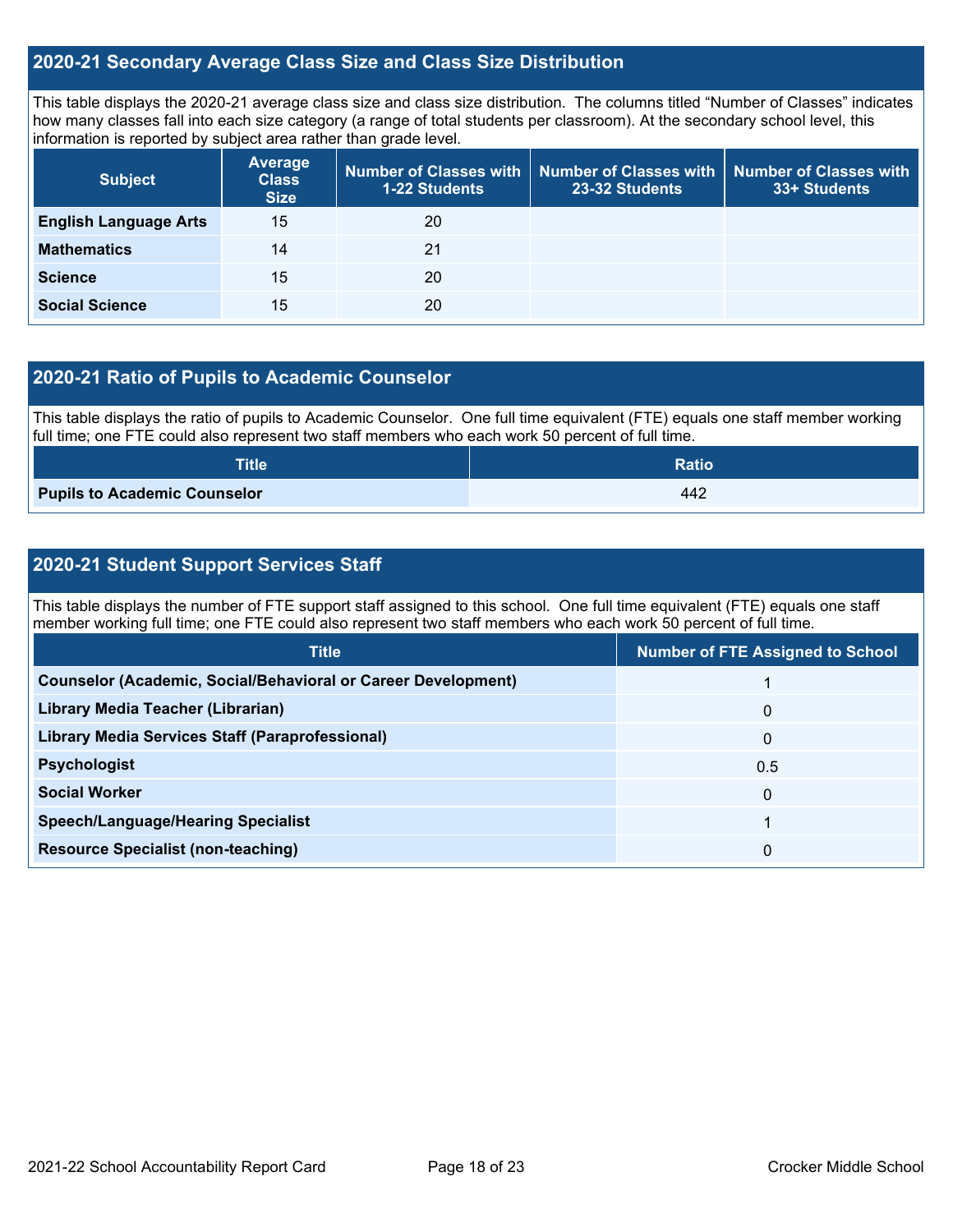## 2020-21 Secondary Average Class Size and Class Size Distribution

This table displays the 2020-21 average class size and class size distribution. The columns titled "Number of Classes" indicates how many classes fall into each size category (a range of total students per classroom). At the secondary school level, this information is reported by subject area rather than grade level.

| Subject | Average Class Size | Number of Classes with 1-22 Students | Number of Classes with 23-32 Students | Number of Classes with 33+ Students |
|---|---|---|---|---|
| **English Language Arts** | 15 | 20 | | |
| **Mathematics** | 14 | 21 | | |
| **Science** | 15 | 20 | | |
| **Social Science** | 15 | 20 | | |

## 2020-21 Ratio of Pupils to Academic Counselor

This table displays the ratio of pupils to Academic Counselor. One full time equivalent (FTE) equals one staff member working full time; one FTE could also represent two staff members who each work 50 percent of full time.

| Title | Ratio |
|---|---|
| **Pupils to Academic Counselor** | 442 |

## 2020-21 Student Support Services Staff

This table displays the number of FTE support staff assigned to this school. One full time equivalent (FTE) equals one staff member working full time; one FTE could also represent two staff members who each work 50 percent of full time.

| Title | Number of FTE Assigned to School |
|---|---|
| **Counselor (Academic, Social/Behavioral or Career Development)** | 1 |
| **Library Media Teacher (Librarian)** | 0 |
| **Library Media Services Staff (Paraprofessional)** | 0 |
| **Psychologist** | 0.5 |
| **Social Worker** | 0 |
| **Speech/Language/Hearing Specialist** | 1 |
| **Resource Specialist (non-teaching)** | 0 |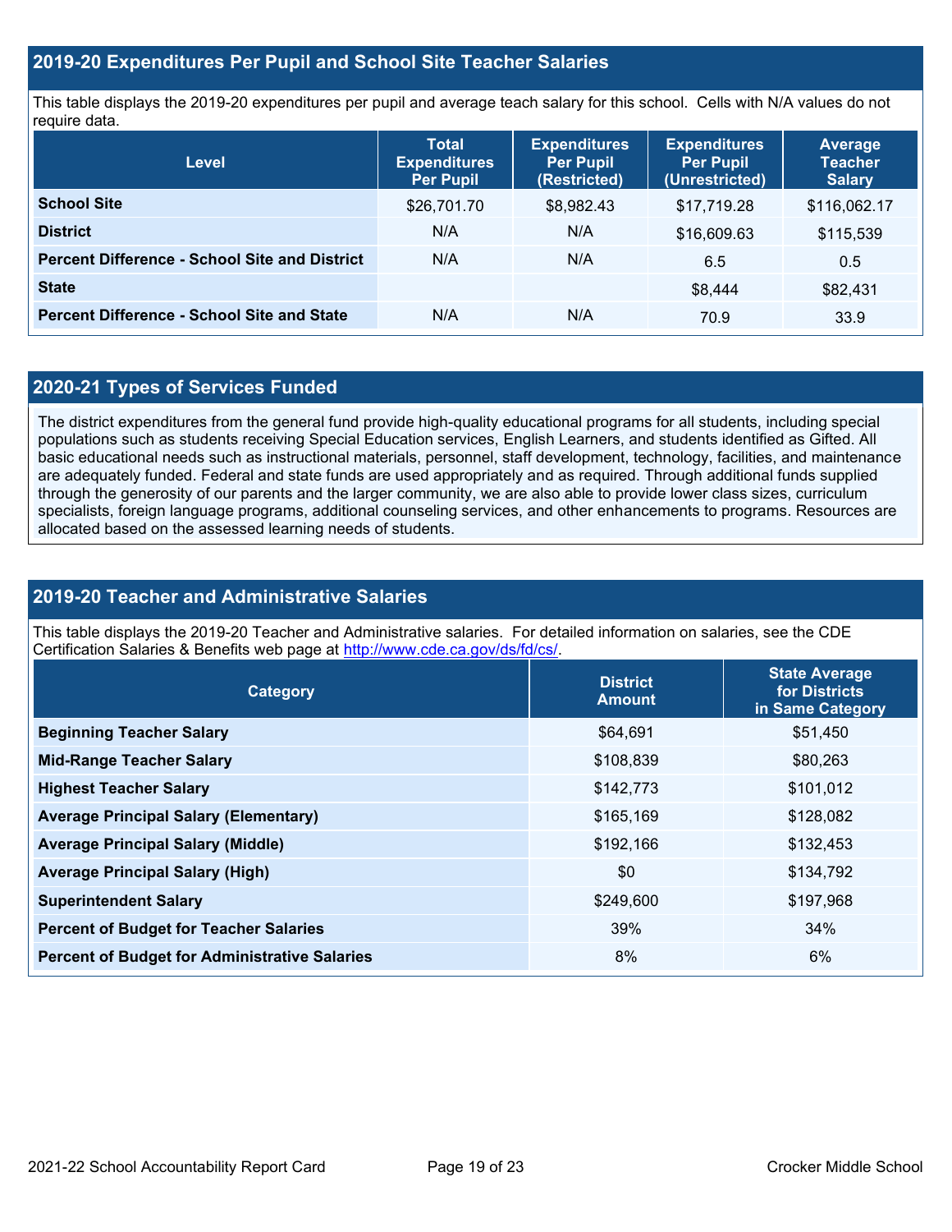## 2019-20 Expenditures Per Pupil and School Site Teacher Salaries

This table displays the 2019-20 expenditures per pupil and average teach salary for this school. Cells with N/A values do not require data.

| Level | Total Expenditures Per Pupil | Expenditures Per Pupil (Restricted) | Expenditures Per Pupil (Unrestricted) | Average Teacher Salary |
|---|---|---|---|---|
| **School Site** | $26,701.70 | $8,982.43 | $17,719.28 | $116,062.17 |
| **District** | N/A | N/A | $16,609.63 | $115,539 |
| **Percent Difference - School Site and District** | N/A | N/A | 6.5 | 0.5 |
| **State** | | | $8,444 | $82,431 |
| **Percent Difference - School Site and State** | N/A | N/A | 70.9 | 33.9 |

## 2020-21 Types of Services Funded

The district expenditures from the general fund provide high-quality educational programs for all students, including special populations such as students receiving Special Education services, English Learners, and students identified as Gifted. All basic educational needs such as instructional materials, personnel, staff development, technology, facilities, and maintenance are adequately funded. Federal and state funds are used appropriately and as required. Through additional funds supplied through the generosity of our parents and the larger community, we are also able to provide lower class sizes, curriculum specialists, foreign language programs, additional counseling services, and other enhancements to programs. Resources are allocated based on the assessed learning needs of students.

## 2019-20 Teacher and Administrative Salaries

This table displays the 2019-20 Teacher and Administrative salaries. For detailed information on salaries, see the CDE Certification Salaries & Benefits web page at http://www.cde.ca.gov/ds/fd/cs/.

| Category | District Amount | State Average for Districts in Same Category |
|---|---|---|
| **Beginning Teacher Salary** | $64,691 | $51,450 |
| **Mid-Range Teacher Salary** | $108,839 | $80,263 |
| **Highest Teacher Salary** | $142,773 | $101,012 |
| **Average Principal Salary (Elementary)** | $165,169 | $128,082 |
| **Average Principal Salary (Middle)** | $192,166 | $132,453 |
| **Average Principal Salary (High)** | $0 | $134,792 |
| **Superintendent Salary** | $249,600 | $197,968 |
| **Percent of Budget for Teacher Salaries** | 39% | 34% |
| **Percent of Budget for Administrative Salaries** | 8% | 6% |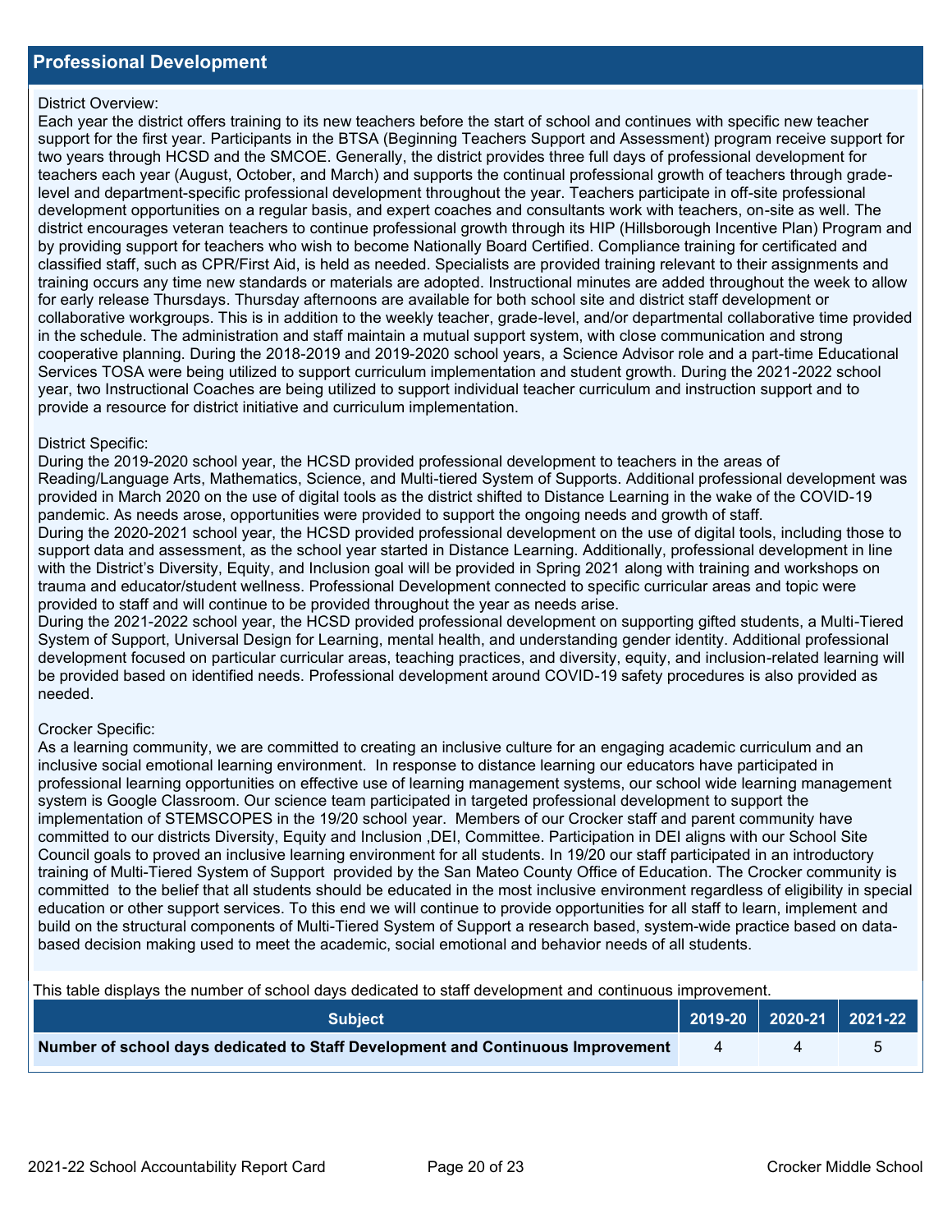## Professional Development

District Overview:
Each year the district offers training to its new teachers before the start of school and continues with specific new teacher support for the first year. Participants in the BTSA (Beginning Teachers Support and Assessment) program receive support for two years through HCSD and the SMCOE. Generally, the district provides three full days of professional development for teachers each year (August, October, and March) and supports the continual professional growth of teachers through grade-level and department-specific professional development throughout the year. Teachers participate in off-site professional development opportunities on a regular basis, and expert coaches and consultants work with teachers, on-site as well. The district encourages veteran teachers to continue professional growth through its HIP (Hillsborough Incentive Plan) Program and by providing support for teachers who wish to become Nationally Board Certified. Compliance training for certificated and classified staff, such as CPR/First Aid, is held as needed. Specialists are provided training relevant to their assignments and training occurs any time new standards or materials are adopted. Instructional minutes are added throughout the week to allow for early release Thursdays. Thursday afternoons are available for both school site and district staff development or collaborative workgroups. This is in addition to the weekly teacher, grade-level, and/or departmental collaborative time provided in the schedule. The administration and staff maintain a mutual support system, with close communication and strong cooperative planning. During the 2018-2019 and 2019-2020 school years, a Science Advisor role and a part-time Educational Services TOSA were being utilized to support curriculum implementation and student growth. During the 2021-2022 school year, two Instructional Coaches are being utilized to support individual teacher curriculum and instruction support and to provide a resource for district initiative and curriculum implementation.

District Specific:
During the 2019-2020 school year, the HCSD provided professional development to teachers in the areas of Reading/Language Arts, Mathematics, Science, and Multi-tiered System of Supports. Additional professional development was provided in March 2020 on the use of digital tools as the district shifted to Distance Learning in the wake of the COVID-19 pandemic. As needs arose, opportunities were provided to support the ongoing needs and growth of staff.
During the 2020-2021 school year, the HCSD provided professional development on the use of digital tools, including those to support data and assessment, as the school year started in Distance Learning. Additionally, professional development in line with the District's Diversity, Equity, and Inclusion goal will be provided in Spring 2021 along with training and workshops on trauma and educator/student wellness. Professional Development connected to specific curricular areas and topic were provided to staff and will continue to be provided throughout the year as needs arise.
During the 2021-2022 school year, the HCSD provided professional development on supporting gifted students, a Multi-Tiered System of Support, Universal Design for Learning, mental health, and understanding gender identity. Additional professional development focused on particular curricular areas, teaching practices, and diversity, equity, and inclusion-related learning will be provided based on identified needs. Professional development around COVID-19 safety procedures is also provided as needed.

Crocker Specific:
As a learning community, we are committed to creating an inclusive culture for an engaging academic curriculum and an inclusive social emotional learning environment. In response to distance learning our educators have participated in professional learning opportunities on effective use of learning management systems, our school wide learning management system is Google Classroom. Our science team participated in targeted professional development to support the implementation of STEMSCOPES in the 19/20 school year. Members of our Crocker staff and parent community have committed to our districts Diversity, Equity and Inclusion ,DEI, Committee. Participation in DEI aligns with our School Site Council goals to proved an inclusive learning environment for all students. In 19/20 our staff participated in an introductory training of Multi-Tiered System of Support provided by the San Mateo County Office of Education. The Crocker community is committed to the belief that all students should be educated in the most inclusive environment regardless of eligibility in special education or other support services. To this end we will continue to provide opportunities for all staff to learn, implement and build on the structural components of Multi-Tiered System of Support a research based, system-wide practice based on data-based decision making used to meet the academic, social emotional and behavior needs of all students.

This table displays the number of school days dedicated to staff development and continuous improvement.

| Subject | 2019-20 | 2020-21 | 2021-22 |
|---|---|---|---|
| **Number of school days dedicated to Staff Development and Continuous Improvement** | 4 | 4 | 5 |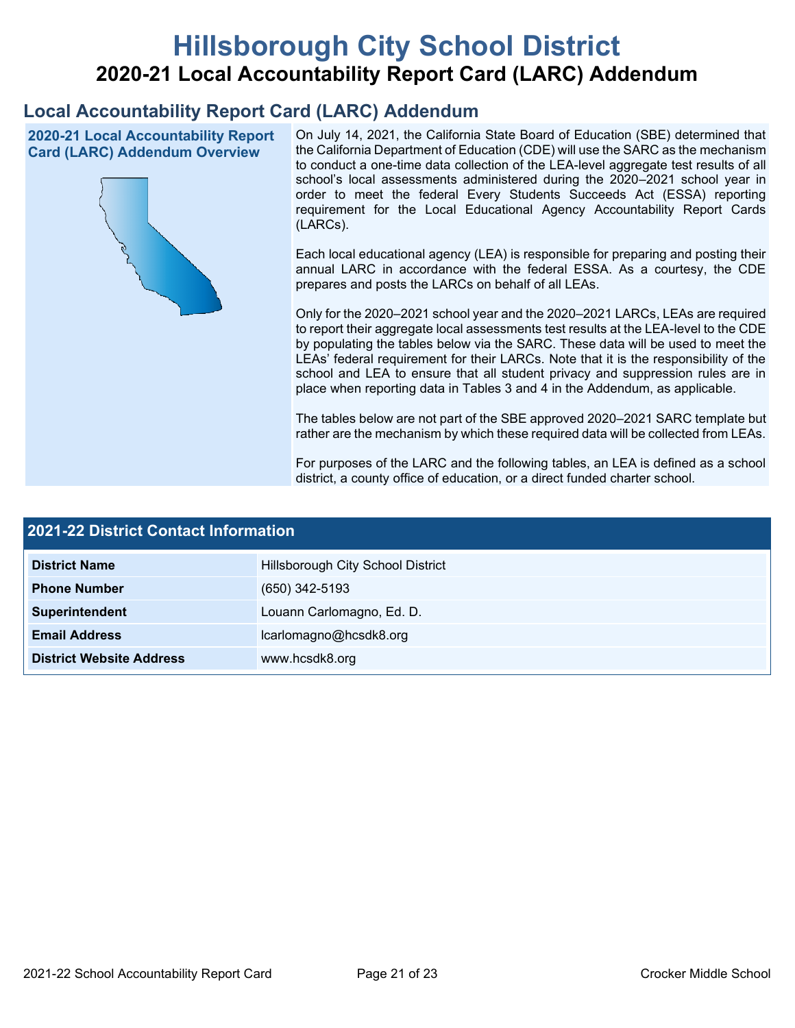# Hillsborough City School District

## 2020-21 Local Accountability Report Card (LARC) Addendum

## Local Accountability Report Card (LARC) Addendum

### 2020-21 Local Accountability Report Card (LARC) Addendum Overview

On July 14, 2021, the California State Board of Education (SBE) determined that the California Department of Education (CDE) will use the SARC as the mechanism to conduct a one-time data collection of the LEA-level aggregate test results of all school's local assessments administered during the 2020–2021 school year in order to meet the federal Every Students Succeeds Act (ESSA) reporting requirement for the Local Educational Agency Accountability Report Cards (LARCs).

Each local educational agency (LEA) is responsible for preparing and posting their annual LARC in accordance with the federal ESSA. As a courtesy, the CDE prepares and posts the LARCs on behalf of all LEAs.

Only for the 2020–2021 school year and the 2020–2021 LARCs, LEAs are required to report their aggregate local assessments test results at the LEA-level to the CDE by populating the tables below via the SARC. These data will be used to meet the LEAs' federal requirement for their LARCs. Note that it is the responsibility of the school and LEA to ensure that all student privacy and suppression rules are in place when reporting data in Tables 3 and 4 in the Addendum, as applicable.

The tables below are not part of the SBE approved 2020–2021 SARC template but rather are the mechanism by which these required data will be collected from LEAs.

For purposes of the LARC and the following tables, an LEA is defined as a school district, a county office of education, or a direct funded charter school.

### 2021-22 District Contact Information

| 2021-22 District Contact Information | |
| --- | --- |
| **District Name** | Hillsborough City School District |
| **Phone Number** | (650) 342-5193 |
| **Superintendent** | Louann Carlomagno, Ed. D. |
| **Email Address** | lcarlomagno@hcsdk8.org |
| **District Website Address** | www.hcsdk8.org |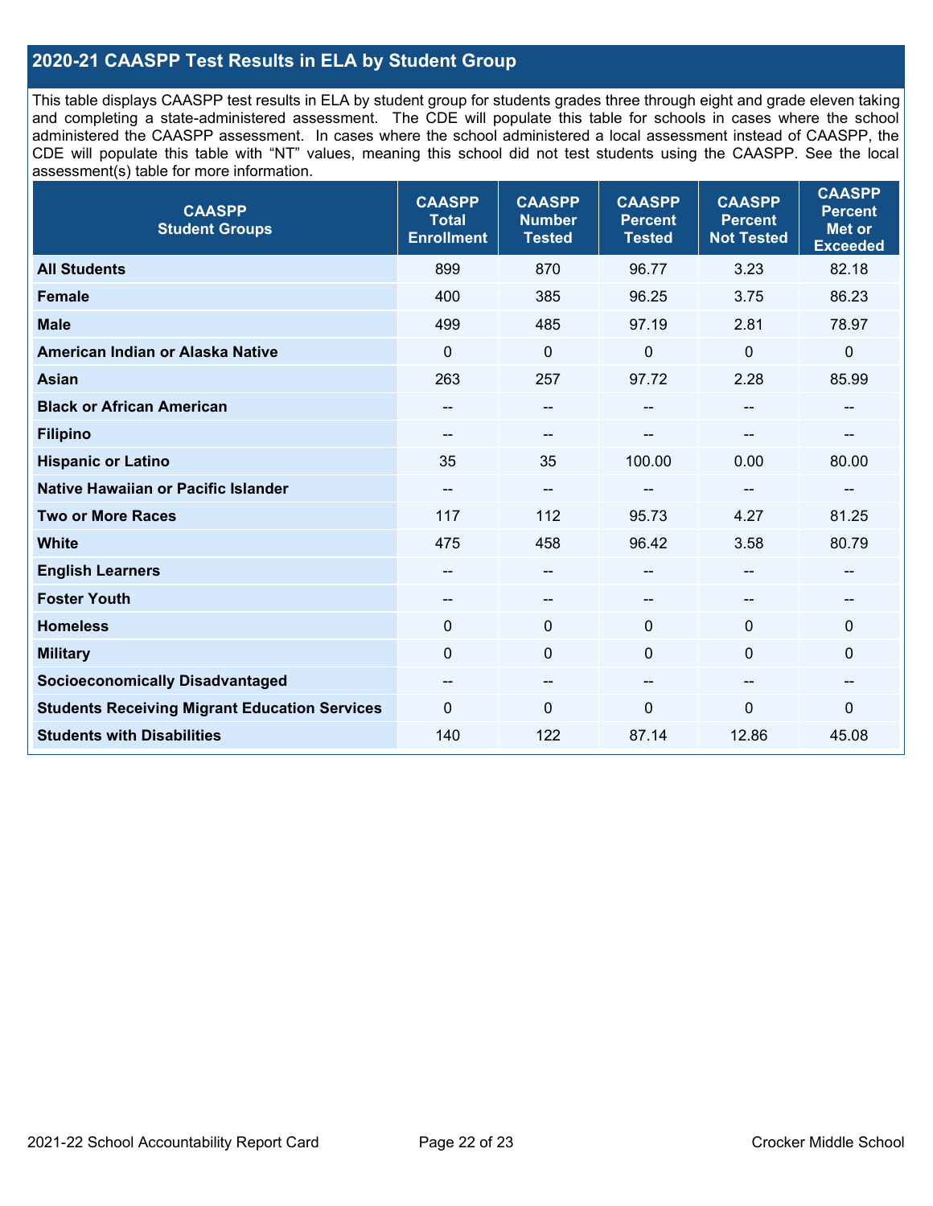## 2020-21 CAASPP Test Results in ELA by Student Group

This table displays CAASPP test results in ELA by student group for students grades three through eight and grade eleven taking and completing a state-administered assessment. The CDE will populate this table for schools in cases where the school administered the CAASPP assessment. In cases where the school administered a local assessment instead of CAASPP, the CDE will populate this table with "NT" values, meaning this school did not test students using the CAASPP. See the local assessment(s) table for more information.

| CAASPP Student Groups | CAASPP Total Enrollment | CAASPP Number Tested | CAASPP Percent Tested | CAASPP Percent Not Tested | CAASPP Percent Met or Exceeded |
|---|---|---|---|---|---|
| **All Students** | 899 | 870 | 96.77 | 3.23 | 82.18 |
| **Female** | 400 | 385 | 96.25 | 3.75 | 86.23 |
| **Male** | 499 | 485 | 97.19 | 2.81 | 78.97 |
| **American Indian or Alaska Native** | 0 | 0 | 0 | 0 | 0 |
| **Asian** | 263 | 257 | 97.72 | 2.28 | 85.99 |
| **Black or African American** | -- | -- | -- | -- | -- |
| **Filipino** | -- | -- | -- | -- | -- |
| **Hispanic or Latino** | 35 | 35 | 100.00 | 0.00 | 80.00 |
| **Native Hawaiian or Pacific Islander** | -- | -- | -- | -- | -- |
| **Two or More Races** | 117 | 112 | 95.73 | 4.27 | 81.25 |
| **White** | 475 | 458 | 96.42 | 3.58 | 80.79 |
| **English Learners** | -- | -- | -- | -- | -- |
| **Foster Youth** | -- | -- | -- | -- | -- |
| **Homeless** | 0 | 0 | 0 | 0 | 0 |
| **Military** | 0 | 0 | 0 | 0 | 0 |
| **Socioeconomically Disadvantaged** | -- | -- | -- | -- | -- |
| **Students Receiving Migrant Education Services** | 0 | 0 | 0 | 0 | 0 |
| **Students with Disabilities** | 140 | 122 | 87.14 | 12.86 | 45.08 |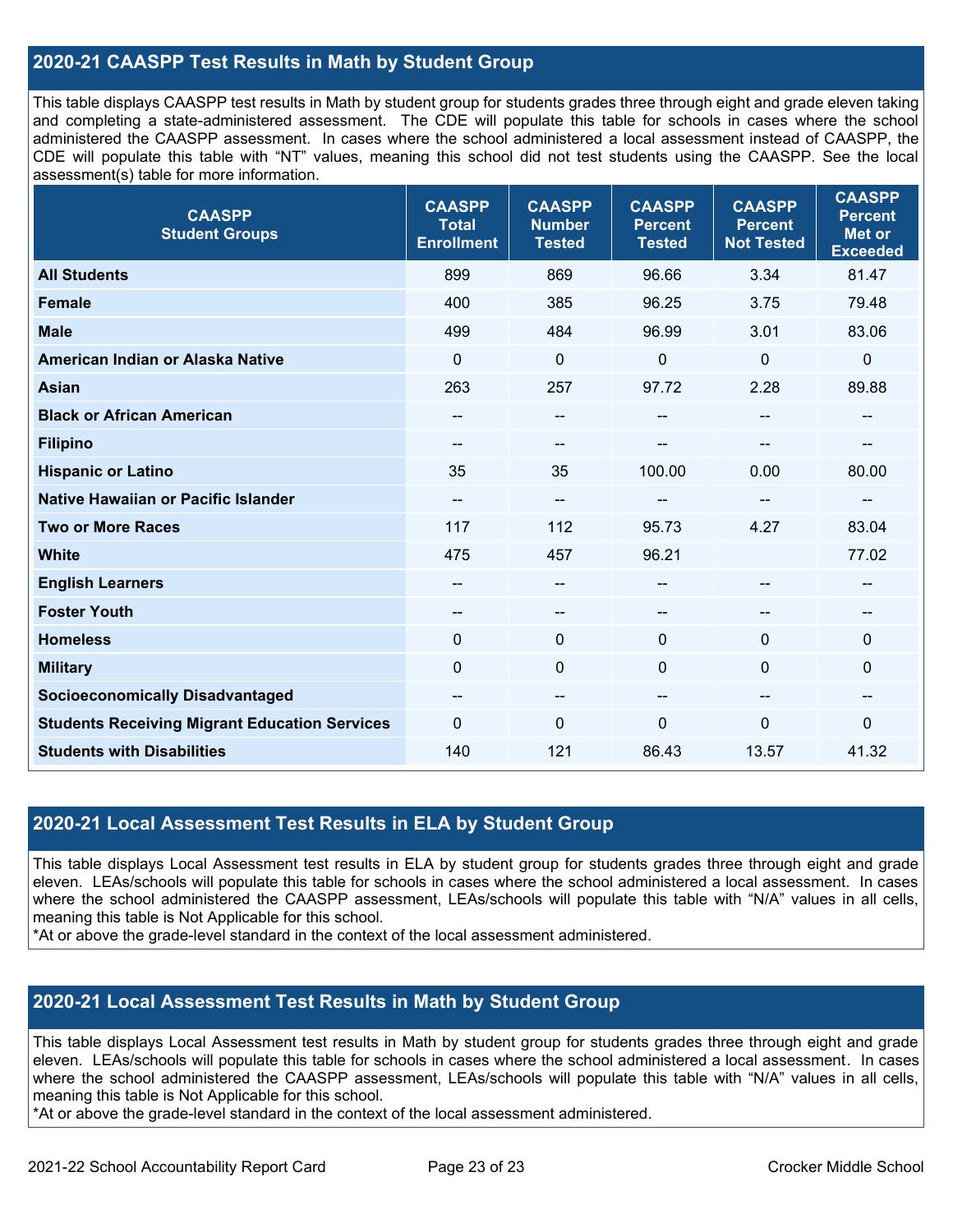## 2020-21 CAASPP Test Results in Math by Student Group

This table displays CAASPP test results in Math by student group for students grades three through eight and grade eleven taking and completing a state-administered assessment. The CDE will populate this table for schools in cases where the school administered the CAASPP assessment. In cases where the school administered a local assessment instead of CAASPP, the CDE will populate this table with "NT" values, meaning this school did not test students using the CAASPP. See the local assessment(s) table for more information.

| CAASPP Student Groups | CAASPP Total Enrollment | CAASPP Number Tested | CAASPP Percent Tested | CAASPP Percent Not Tested | CAASPP Percent Met or Exceeded |
|---|---|---|---|---|---|
| All Students | 899 | 869 | 96.66 | 3.34 | 81.47 |
| Female | 400 | 385 | 96.25 | 3.75 | 79.48 |
| Male | 499 | 484 | 96.99 | 3.01 | 83.06 |
| American Indian or Alaska Native | 0 | 0 | 0 | 0 | 0 |
| Asian | 263 | 257 | 97.72 | 2.28 | 89.88 |
| Black or African American | -- | -- | -- | -- | -- |
| Filipino | -- | -- | -- | -- | -- |
| Hispanic or Latino | 35 | 35 | 100.00 | 0.00 | 80.00 |
| Native Hawaiian or Pacific Islander | -- | -- | -- | -- | -- |
| Two or More Races | 117 | 112 | 95.73 | 4.27 | 83.04 |
| White | 475 | 457 | 96.21 | | 77.02 |
| English Learners | -- | -- | -- | -- | -- |
| Foster Youth | -- | -- | -- | -- | -- |
| Homeless | 0 | 0 | 0 | 0 | 0 |
| Military | 0 | 0 | 0 | 0 | 0 |
| Socioeconomically Disadvantaged | -- | -- | -- | -- | -- |
| Students Receiving Migrant Education Services | 0 | 0 | 0 | 0 | 0 |
| Students with Disabilities | 140 | 121 | 86.43 | 13.57 | 41.32 |

## 2020-21 Local Assessment Test Results in ELA by Student Group

This table displays Local Assessment test results in ELA by student group for students grades three through eight and grade eleven. LEAs/schools will populate this table for schools in cases where the school administered a local assessment. In cases where the school administered the CAASPP assessment, LEAs/schools will populate this table with "N/A" values in all cells, meaning this table is Not Applicable for this school.

*At or above the grade-level standard in the context of the local assessment administered.

## 2020-21 Local Assessment Test Results in Math by Student Group

This table displays Local Assessment test results in Math by student group for students grades three through eight and grade eleven. LEAs/schools will populate this table for schools in cases where the school administered a local assessment. In cases where the school administered the CAASPP assessment, LEAs/schools will populate this table with "N/A" values in all cells, meaning this table is Not Applicable for this school.

*At or above the grade-level standard in the context of the local assessment administered.